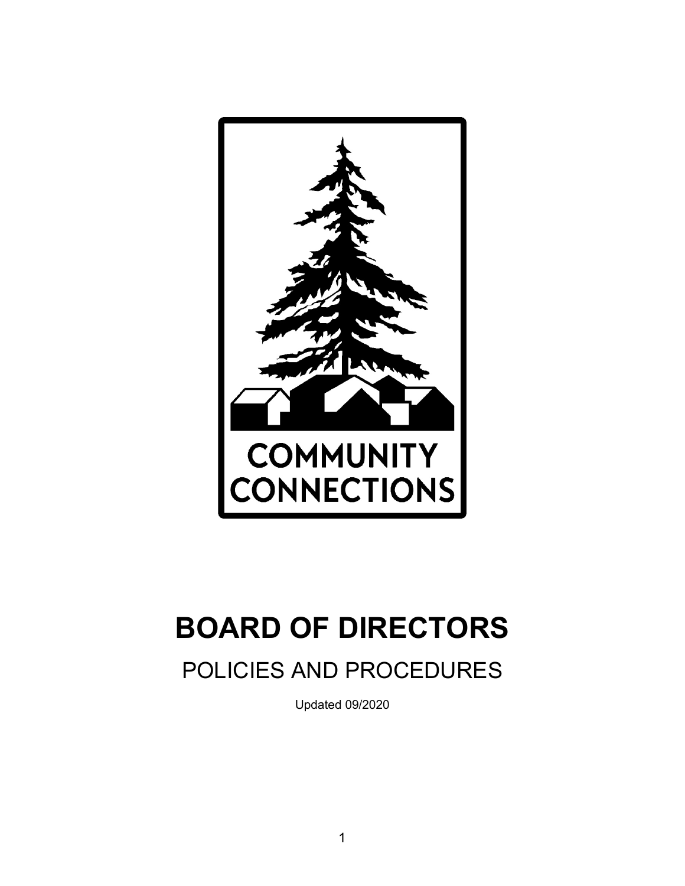COMMUNITY CONNECTIONS

# BOARD OF DIRECTORS

## POLICIES AND PROCEDURES

Updated 09/2020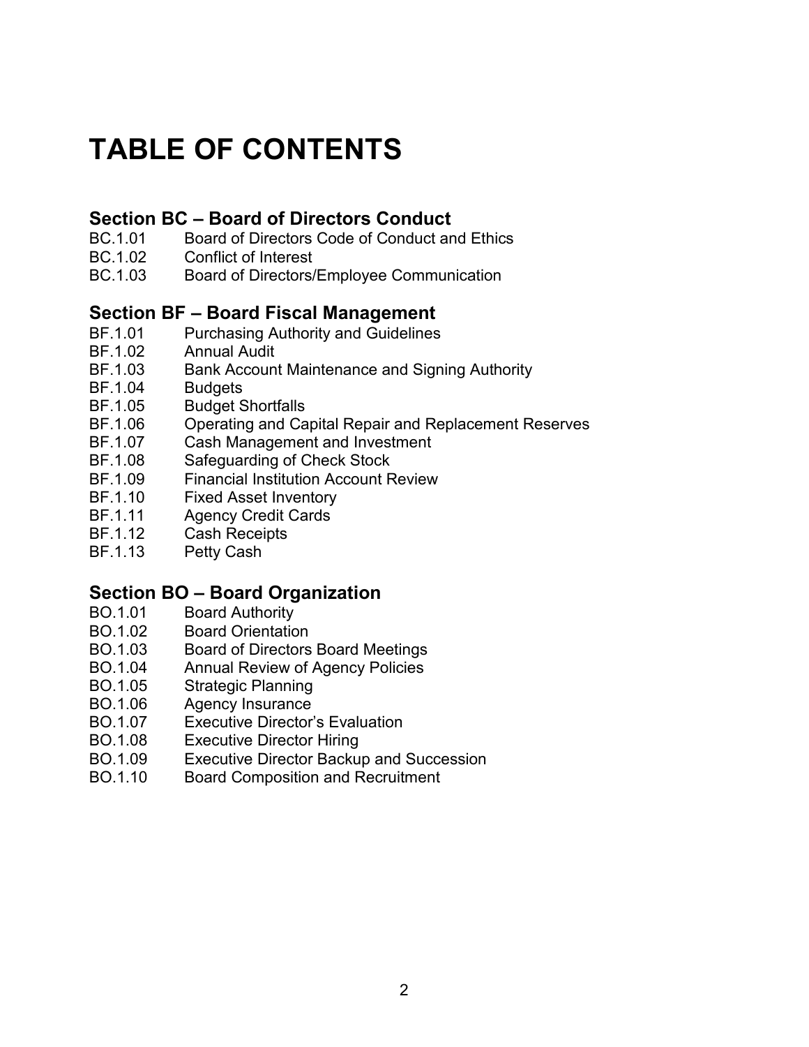# TABLE OF CONTENTS

## Section BC – Board of Directors Conduct

BC.1.01 Board of Directors Code of Conduct and Ethics
BC.1.02 Conflict of Interest
BC.1.03 Board of Directors/Employee Communication

## Section BF – Board Fiscal Management

BF.1.01 Purchasing Authority and Guidelines
BF.1.02 Annual Audit
BF.1.03 Bank Account Maintenance and Signing Authority
BF.1.04 Budgets
BF.1.05 Budget Shortfalls
BF.1.06 Operating and Capital Repair and Replacement Reserves
BF.1.07 Cash Management and Investment
BF.1.08 Safeguarding of Check Stock
BF.1.09 Financial Institution Account Review
BF.1.10 Fixed Asset Inventory
BF.1.11 Agency Credit Cards
BF.1.12 Cash Receipts
BF.1.13 Petty Cash

## Section BO – Board Organization

BO.1.01 Board Authority
BO.1.02 Board Orientation
BO.1.03 Board of Directors Board Meetings
BO.1.04 Annual Review of Agency Policies
BO.1.05 Strategic Planning
BO.1.06 Agency Insurance
BO.1.07 Executive Director's Evaluation
BO.1.08 Executive Director Hiring
BO.1.09 Executive Director Backup and Succession
BO.1.10 Board Composition and Recruitment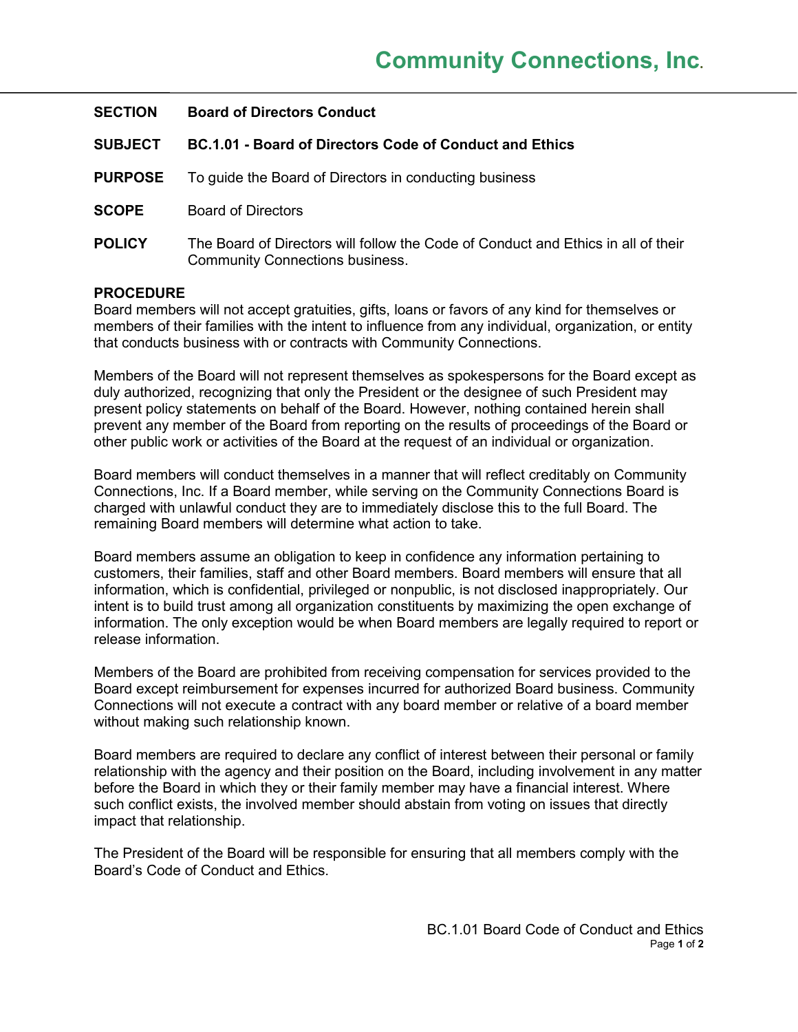# Community Connections, Inc.

**SECTION** **Board of Directors Conduct**

**SUBJECT** **BC.1.01 - Board of Directors Code of Conduct and Ethics**

**PURPOSE** To guide the Board of Directors in conducting business

**SCOPE** Board of Directors

**POLICY** The Board of Directors will follow the Code of Conduct and Ethics in all of their Community Connections business.

**PROCEDURE**

Board members will not accept gratuities, gifts, loans or favors of any kind for themselves or members of their families with the intent to influence from any individual, organization, or entity that conducts business with or contracts with Community Connections.

Members of the Board will not represent themselves as spokespersons for the Board except as duly authorized, recognizing that only the President or the designee of such President may present policy statements on behalf of the Board. However, nothing contained herein shall prevent any member of the Board from reporting on the results of proceedings of the Board or other public work or activities of the Board at the request of an individual or organization.

Board members will conduct themselves in a manner that will reflect creditably on Community Connections, Inc. If a Board member, while serving on the Community Connections Board is charged with unlawful conduct they are to immediately disclose this to the full Board. The remaining Board members will determine what action to take.

Board members assume an obligation to keep in confidence any information pertaining to customers, their families, staff and other Board members. Board members will ensure that all information, which is confidential, privileged or nonpublic, is not disclosed inappropriately. Our intent is to build trust among all organization constituents by maximizing the open exchange of information. The only exception would be when Board members are legally required to report or release information.

Members of the Board are prohibited from receiving compensation for services provided to the Board except reimbursement for expenses incurred for authorized Board business. Community Connections will not execute a contract with any board member or relative of a board member without making such relationship known.

Board members are required to declare any conflict of interest between their personal or family relationship with the agency and their position on the Board, including involvement in any matter before the Board in which they or their family member may have a financial interest. Where such conflict exists, the involved member should abstain from voting on issues that directly impact that relationship.

The President of the Board will be responsible for ensuring that all members comply with the Board's Code of Conduct and Ethics.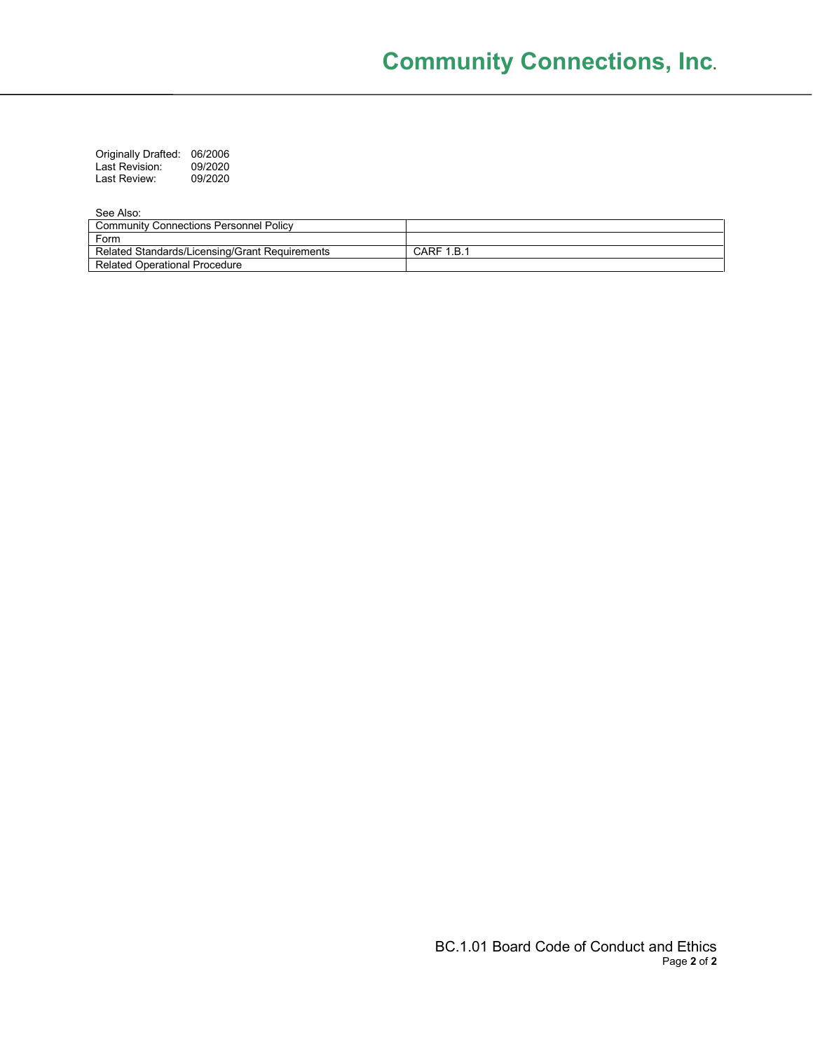Originally Drafted: 06/2006
Last Revision: 09/2020
Last Review: 09/2020

See Also:

| Community Connections Personnel Policy | |
|---|---|
| Form | |
| Related Standards/Licensing/Grant Requirements | CARF 1.B.1 |
| Related Operational Procedure | |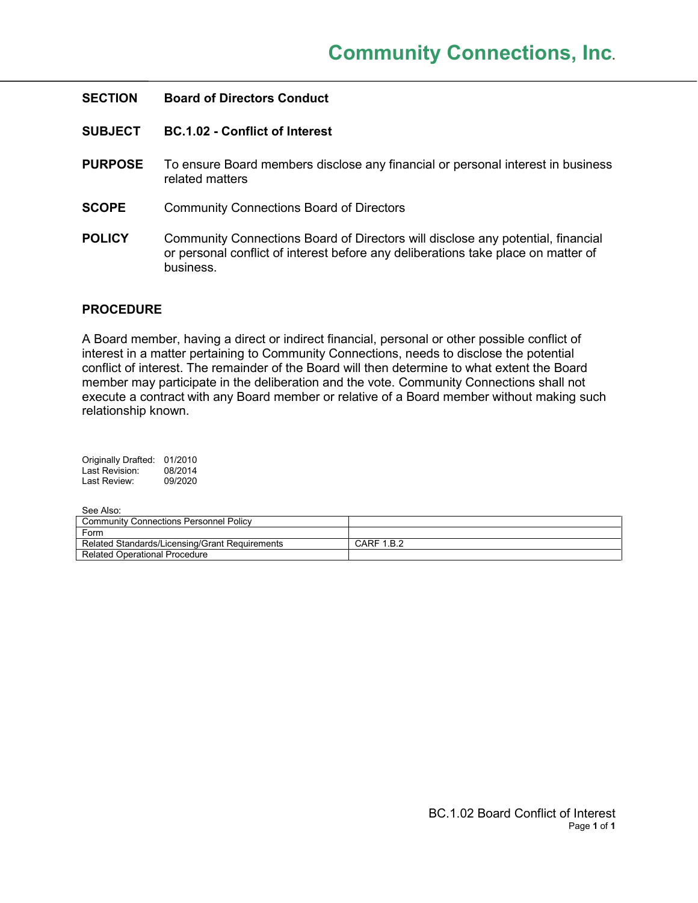**Community Connections, Inc.**

**SECTION** **Board of Directors Conduct**

**SUBJECT** **BC.1.02 - Conflict of Interest**

**PURPOSE** To ensure Board members disclose any financial or personal interest in business related matters

**SCOPE** Community Connections Board of Directors

**POLICY** Community Connections Board of Directors will disclose any potential, financial or personal conflict of interest before any deliberations take place on matter of business.

## PROCEDURE

A Board member, having a direct or indirect financial, personal or other possible conflict of interest in a matter pertaining to Community Connections, needs to disclose the potential conflict of interest. The remainder of the Board will then determine to what extent the Board member may participate in the deliberation and the vote. Community Connections shall not execute a contract with any Board member or relative of a Board member without making such relationship known.

Originally Drafted: 01/2010
Last Revision: 08/2014
Last Review: 09/2020

See Also:

| Community Connections Personnel Policy | |
|---|---|
| Form | |
| Related Standards/Licensing/Grant Requirements | CARF 1.B.2 |
| Related Operational Procedure | |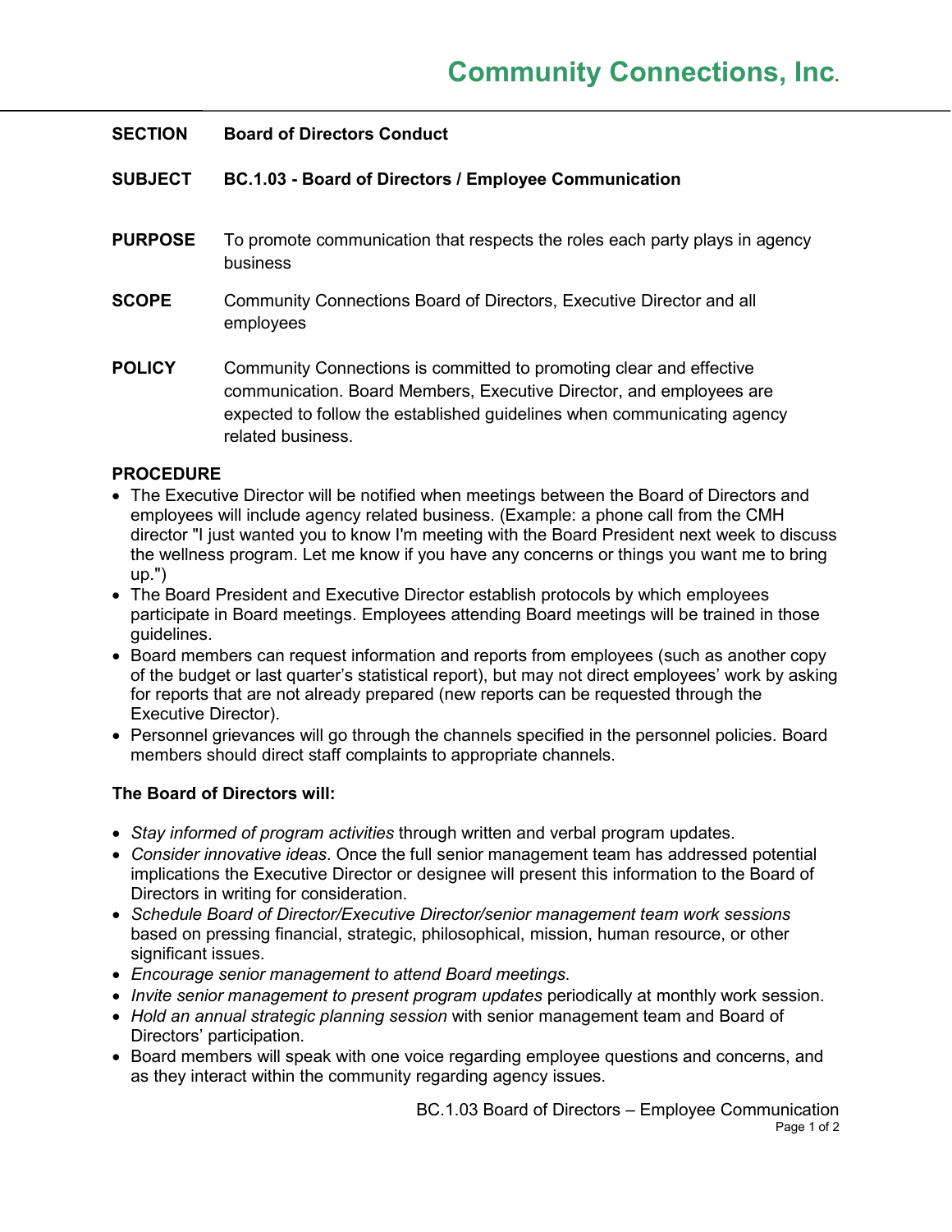# Community Connections, Inc.

**SECTION** **Board of Directors Conduct**

**SUBJECT** **BC.1.03 - Board of Directors / Employee Communication**

**PURPOSE** To promote communication that respects the roles each party plays in agency business

**SCOPE** Community Connections Board of Directors, Executive Director and all employees

**POLICY** Community Connections is committed to promoting clear and effective communication. Board Members, Executive Director, and employees are expected to follow the established guidelines when communicating agency related business.

**PROCEDURE**

- The Executive Director will be notified when meetings between the Board of Directors and employees will include agency related business. (Example: a phone call from the CMH director "I just wanted you to know I'm meeting with the Board President next week to discuss the wellness program. Let me know if you have any concerns or things you want me to bring up.")
- The Board President and Executive Director establish protocols by which employees participate in Board meetings. Employees attending Board meetings will be trained in those guidelines.
- Board members can request information and reports from employees (such as another copy of the budget or last quarter's statistical report), but may not direct employees' work by asking for reports that are not already prepared (new reports can be requested through the Executive Director).
- Personnel grievances will go through the channels specified in the personnel policies. Board members should direct staff complaints to appropriate channels.

**The Board of Directors will:**

- *Stay informed of program activities* through written and verbal program updates.
- *Consider innovative ideas*. Once the full senior management team has addressed potential implications the Executive Director or designee will present this information to the Board of Directors in writing for consideration.
- *Schedule Board of Director/Executive Director/senior management team work sessions* based on pressing financial, strategic, philosophical, mission, human resource, or other significant issues.
- *Encourage senior management to attend Board meetings*.
- *Invite senior management to present program updates* periodically at monthly work session.
- *Hold an annual strategic planning session* with senior management team and Board of Directors' participation.
- Board members will speak with one voice regarding employee questions and concerns, and as they interact within the community regarding agency issues.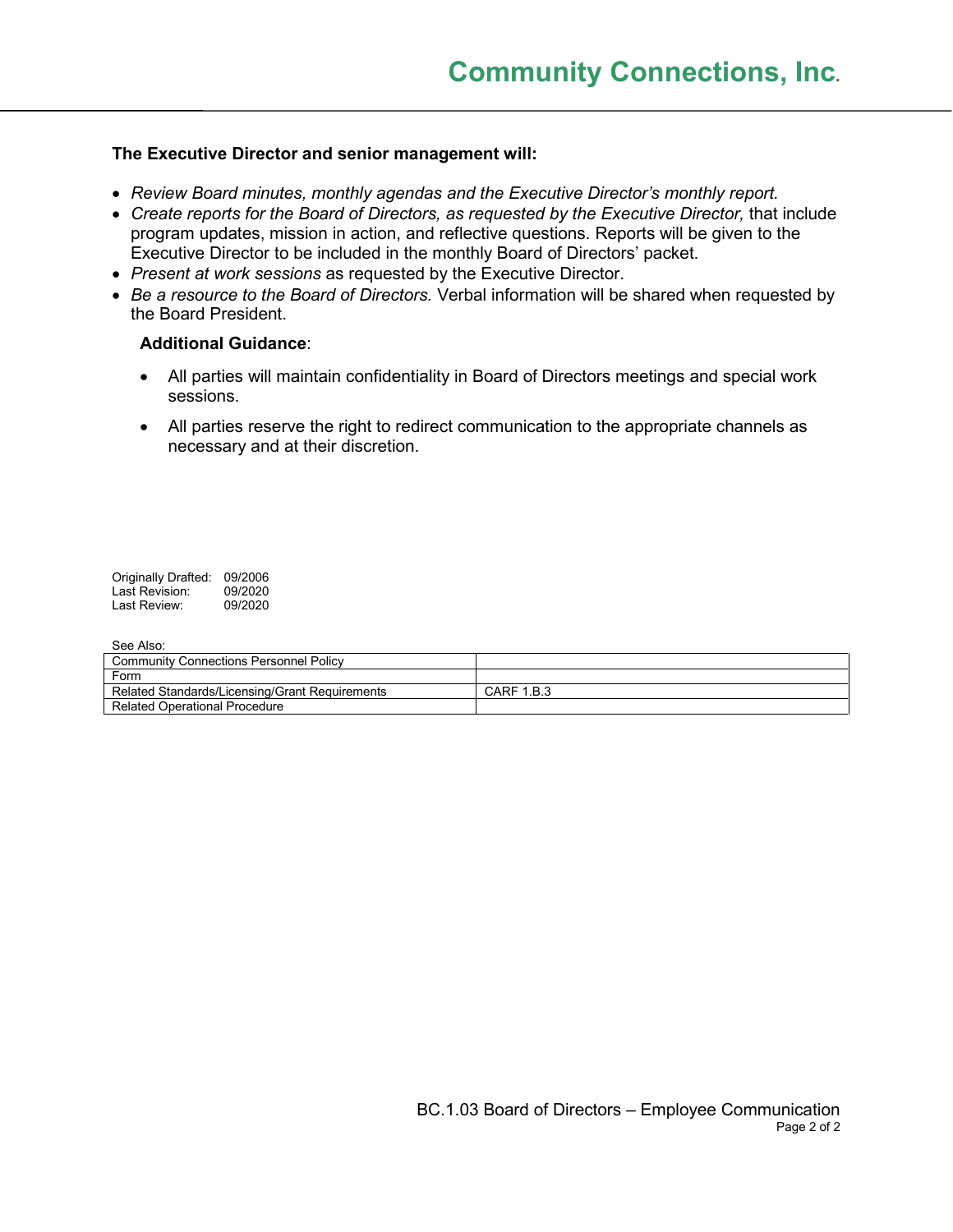**The Executive Director and senior management will:**

- *Review Board minutes, monthly agendas and the Executive Director's monthly report.*
- *Create reports for the Board of Directors, as requested by the Executive Director,* that include program updates, mission in action, and reflective questions. Reports will be given to the Executive Director to be included in the monthly Board of Directors' packet.
- *Present at work sessions* as requested by the Executive Director.
- *Be a resource to the Board of Directors.* Verbal information will be shared when requested by the Board President.

**Additional Guidance**:

- All parties will maintain confidentiality in Board of Directors meetings and special work sessions.
- All parties reserve the right to redirect communication to the appropriate channels as necessary and at their discretion.

Originally Drafted: 09/2006
Last Revision: 09/2020
Last Review: 09/2020

See Also:

| Community Connections Personnel Policy | |
|---|---|
| Form | |
| Related Standards/Licensing/Grant Requirements | CARF 1.B.3 |
| Related Operational Procedure | |

BC.1.03 Board of Directors – Employee Communication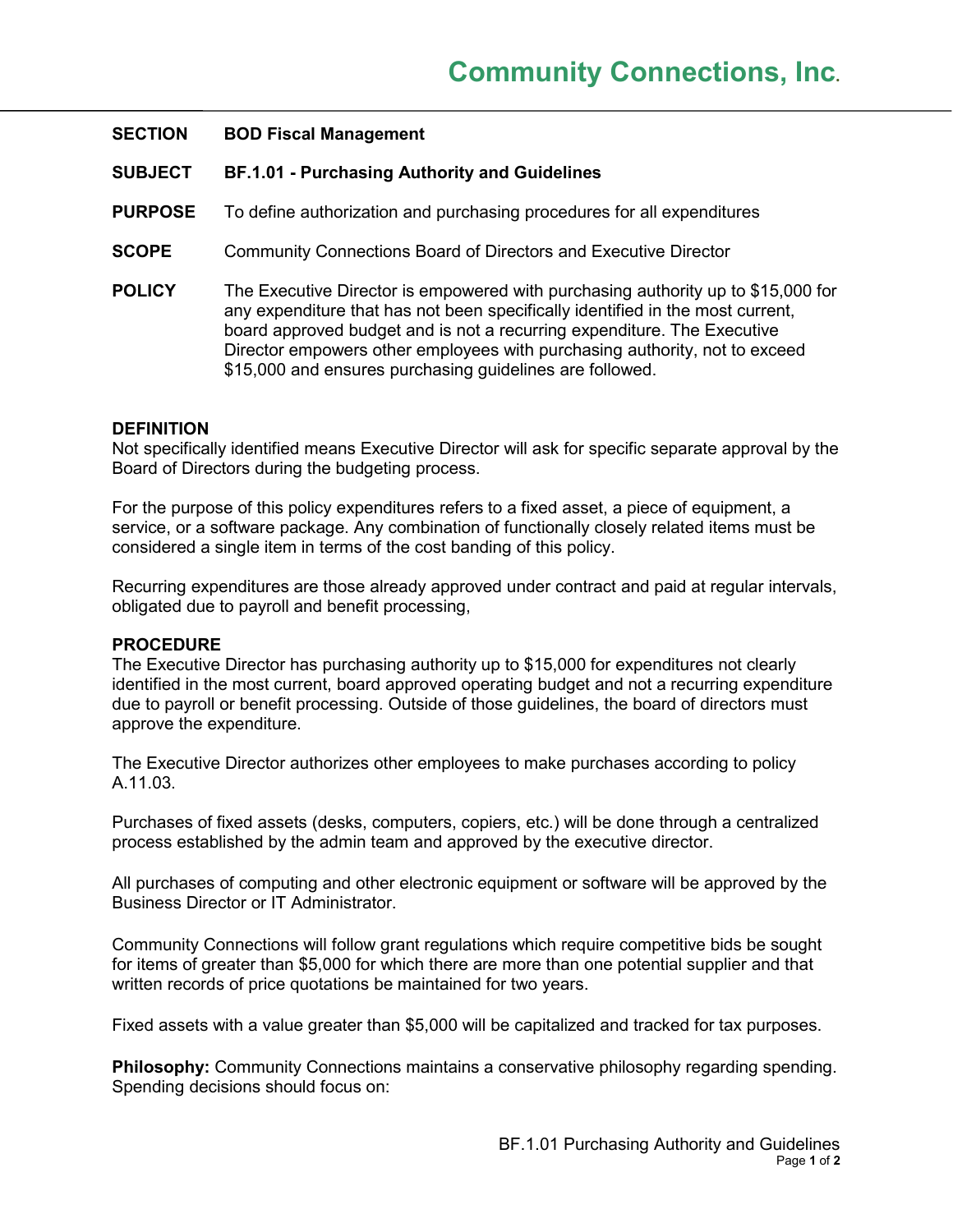# Community Connections, Inc.

**SECTION** **BOD Fiscal Management**

**SUBJECT** **BF.1.01 - Purchasing Authority and Guidelines**

**PURPOSE** To define authorization and purchasing procedures for all expenditures

**SCOPE** Community Connections Board of Directors and Executive Director

**POLICY** The Executive Director is empowered with purchasing authority up to $15,000 for any expenditure that has not been specifically identified in the most current, board approved budget and is not a recurring expenditure. The Executive Director empowers other employees with purchasing authority, not to exceed $15,000 and ensures purchasing guidelines are followed.

**DEFINITION**

Not specifically identified means Executive Director will ask for specific separate approval by the Board of Directors during the budgeting process.

For the purpose of this policy expenditures refers to a fixed asset, a piece of equipment, a service, or a software package. Any combination of functionally closely related items must be considered a single item in terms of the cost banding of this policy.

Recurring expenditures are those already approved under contract and paid at regular intervals, obligated due to payroll and benefit processing,

**PROCEDURE**

The Executive Director has purchasing authority up to $15,000 for expenditures not clearly identified in the most current, board approved operating budget and not a recurring expenditure due to payroll or benefit processing. Outside of those guidelines, the board of directors must approve the expenditure.

The Executive Director authorizes other employees to make purchases according to policy A.11.03.

Purchases of fixed assets (desks, computers, copiers, etc.) will be done through a centralized process established by the admin team and approved by the executive director.

All purchases of computing and other electronic equipment or software will be approved by the Business Director or IT Administrator.

Community Connections will follow grant regulations which require competitive bids be sought for items of greater than $5,000 for which there are more than one potential supplier and that written records of price quotations be maintained for two years.

Fixed assets with a value greater than $5,000 will be capitalized and tracked for tax purposes.

**Philosophy:** Community Connections maintains a conservative philosophy regarding spending. Spending decisions should focus on: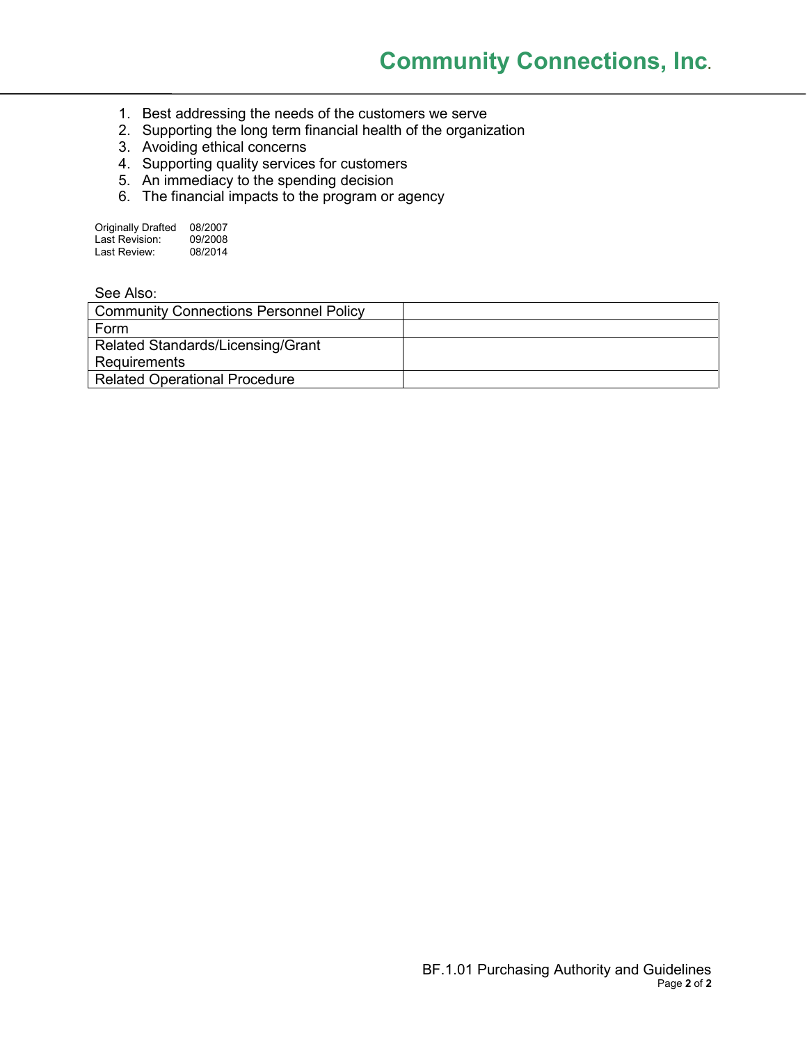1. Best addressing the needs of the customers we serve
2. Supporting the long term financial health of the organization
3. Avoiding ethical concerns
4. Supporting quality services for customers
5. An immediacy to the spending decision
6. The financial impacts to the program or agency

Originally Drafted 08/2007
Last Revision: 09/2008
Last Review: 08/2014

See Also:

| Community Connections Personnel Policy | |
|---|---|
| Form | |
| Related Standards/Licensing/Grant Requirements | |
| Related Operational Procedure | |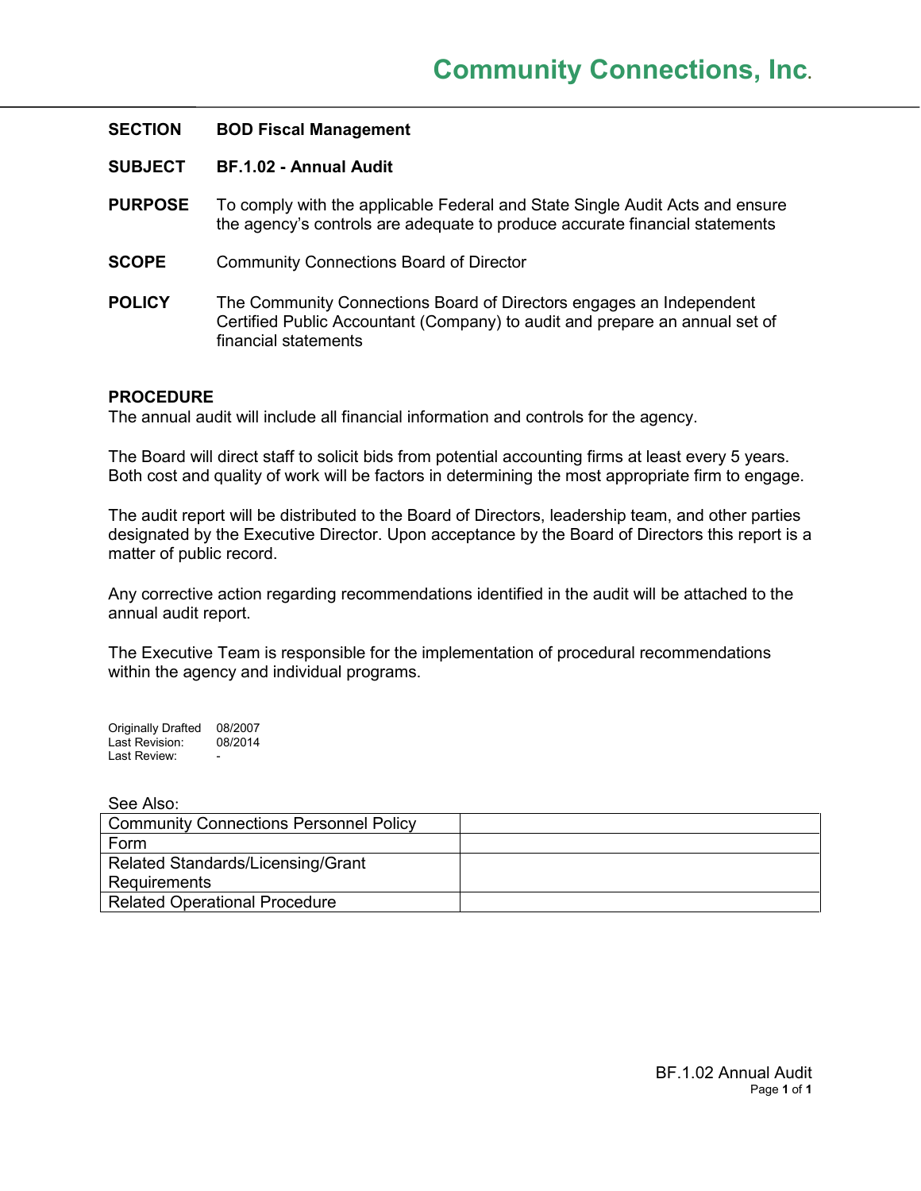## Community Connections, Inc.

**SECTION** **BOD Fiscal Management**

**SUBJECT** **BF.1.02 - Annual Audit**

**PURPOSE** To comply with the applicable Federal and State Single Audit Acts and ensure the agency's controls are adequate to produce accurate financial statements

**SCOPE** Community Connections Board of Director

**POLICY** The Community Connections Board of Directors engages an Independent Certified Public Accountant (Company) to audit and prepare an annual set of financial statements

**PROCEDURE**

The annual audit will include all financial information and controls for the agency.

The Board will direct staff to solicit bids from potential accounting firms at least every 5 years. Both cost and quality of work will be factors in determining the most appropriate firm to engage.

The audit report will be distributed to the Board of Directors, leadership team, and other parties designated by the Executive Director. Upon acceptance by the Board of Directors this report is a matter of public record.

Any corrective action regarding recommendations identified in the audit will be attached to the annual audit report.

The Executive Team is responsible for the implementation of procedural recommendations within the agency and individual programs.

Originally Drafted 08/2007
Last Revision: 08/2014
Last Review: -

See Also:

| | |
|---|---|
| Community Connections Personnel Policy | |
| Form | |
| Related Standards/Licensing/Grant Requirements | |
| Related Operational Procedure | |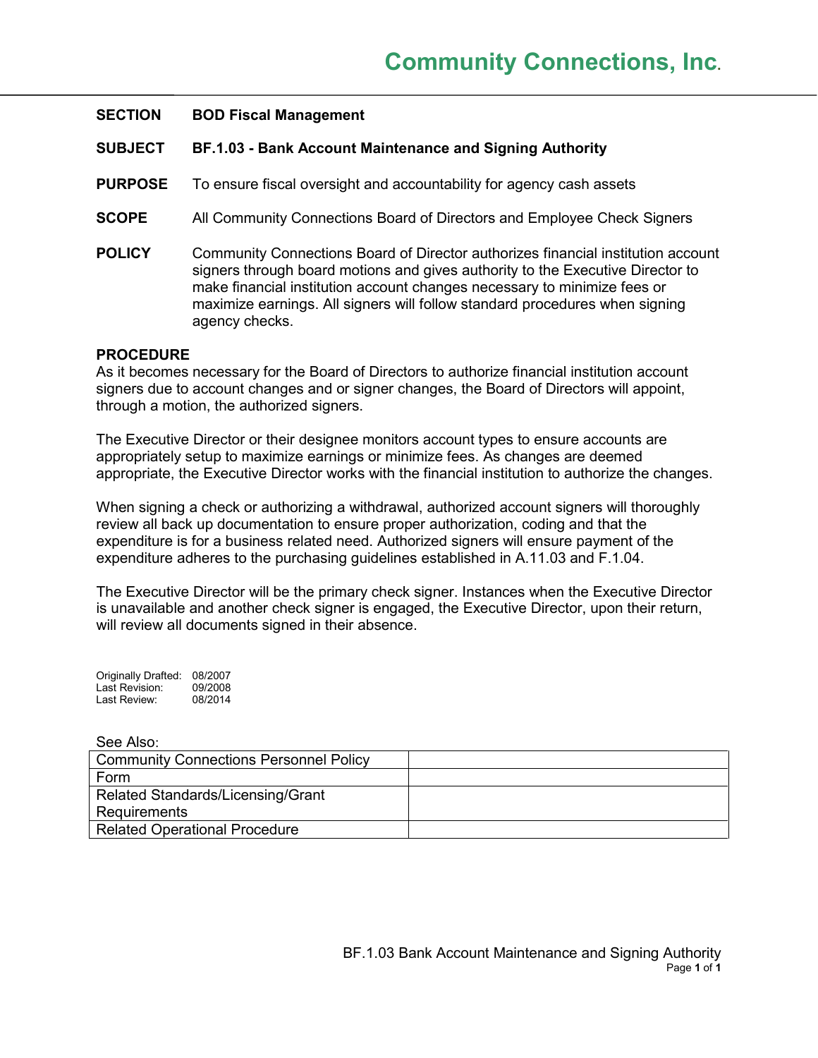# Community Connections, Inc.

**SECTION** **BOD Fiscal Management**

**SUBJECT** **BF.1.03 - Bank Account Maintenance and Signing Authority**

**PURPOSE** To ensure fiscal oversight and accountability for agency cash assets

**SCOPE** All Community Connections Board of Directors and Employee Check Signers

**POLICY** Community Connections Board of Director authorizes financial institution account signers through board motions and gives authority to the Executive Director to make financial institution account changes necessary to minimize fees or maximize earnings. All signers will follow standard procedures when signing agency checks.

**PROCEDURE**

As it becomes necessary for the Board of Directors to authorize financial institution account signers due to account changes and or signer changes, the Board of Directors will appoint, through a motion, the authorized signers.

The Executive Director or their designee monitors account types to ensure accounts are appropriately setup to maximize earnings or minimize fees. As changes are deemed appropriate, the Executive Director works with the financial institution to authorize the changes.

When signing a check or authorizing a withdrawal, authorized account signers will thoroughly review all back up documentation to ensure proper authorization, coding and that the expenditure is for a business related need. Authorized signers will ensure payment of the expenditure adheres to the purchasing guidelines established in A.11.03 and F.1.04.

The Executive Director will be the primary check signer. Instances when the Executive Director is unavailable and another check signer is engaged, the Executive Director, upon their return, will review all documents signed in their absence.

Originally Drafted: 08/2007
Last Revision: 09/2008
Last Review: 08/2014

See Also:

| Community Connections Personnel Policy | |
|---|---|
| Form | |
| Related Standards/Licensing/Grant Requirements | |
| Related Operational Procedure | |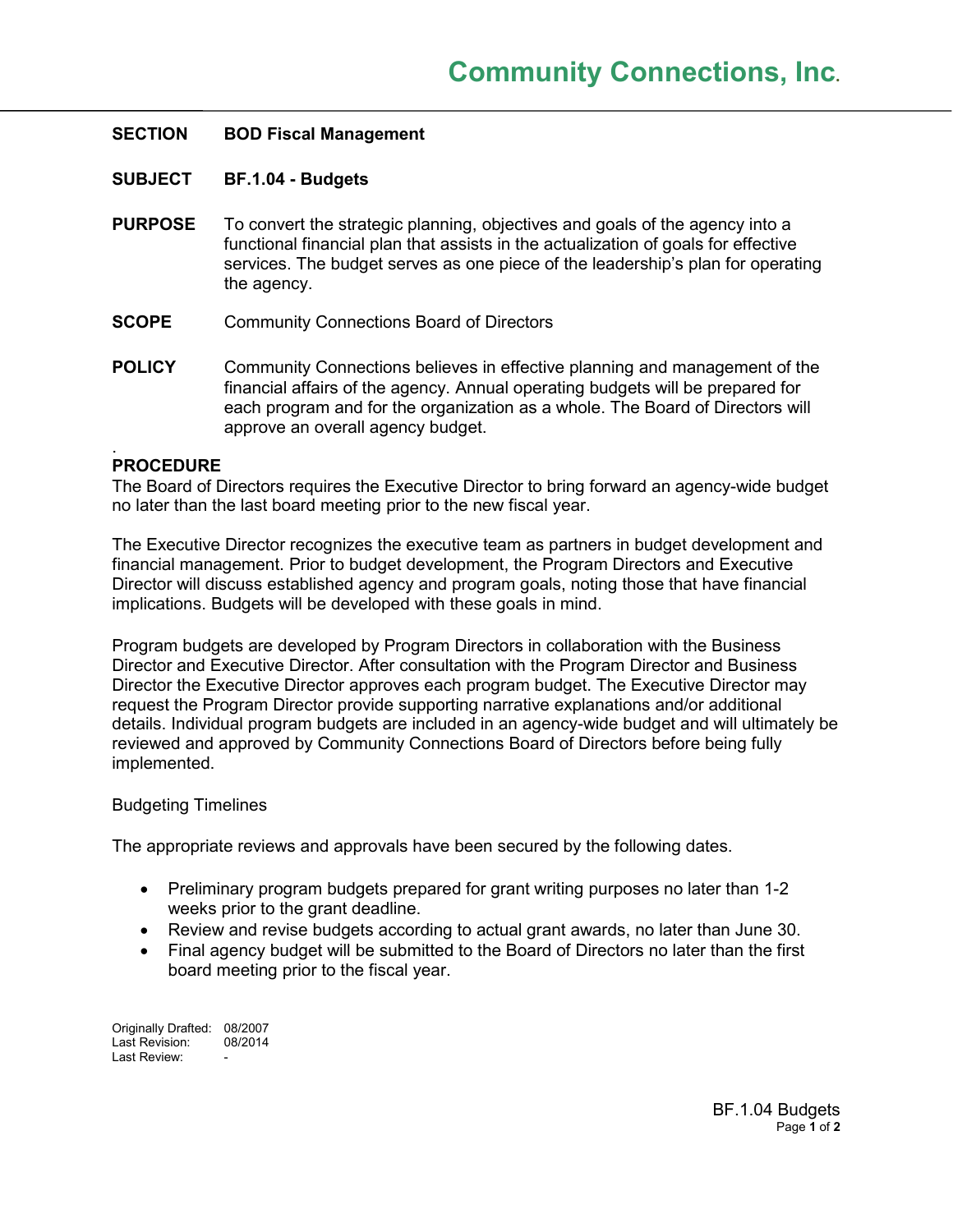# Community Connections, Inc.

**SECTION** **BOD Fiscal Management**

**SUBJECT** **BF.1.04 - Budgets**

**PURPOSE** To convert the strategic planning, objectives and goals of the agency into a functional financial plan that assists in the actualization of goals for effective services. The budget serves as one piece of the leadership's plan for operating the agency.

**SCOPE** Community Connections Board of Directors

**POLICY** Community Connections believes in effective planning and management of the financial affairs of the agency. Annual operating budgets will be prepared for each program and for the organization as a whole. The Board of Directors will approve an overall agency budget.

.

**PROCEDURE**

The Board of Directors requires the Executive Director to bring forward an agency-wide budget no later than the last board meeting prior to the new fiscal year.

The Executive Director recognizes the executive team as partners in budget development and financial management. Prior to budget development, the Program Directors and Executive Director will discuss established agency and program goals, noting those that have financial implications. Budgets will be developed with these goals in mind.

Program budgets are developed by Program Directors in collaboration with the Business Director and Executive Director. After consultation with the Program Director and Business Director the Executive Director approves each program budget. The Executive Director may request the Program Director provide supporting narrative explanations and/or additional details. Individual program budgets are included in an agency-wide budget and will ultimately be reviewed and approved by Community Connections Board of Directors before being fully implemented.

Budgeting Timelines

The appropriate reviews and approvals have been secured by the following dates.

- Preliminary program budgets prepared for grant writing purposes no later than 1-2 weeks prior to the grant deadline.
- Review and revise budgets according to actual grant awards, no later than June 30.
- Final agency budget will be submitted to the Board of Directors no later than the first board meeting prior to the fiscal year.

Originally Drafted: 08/2007
Last Revision: 08/2014
Last Review: -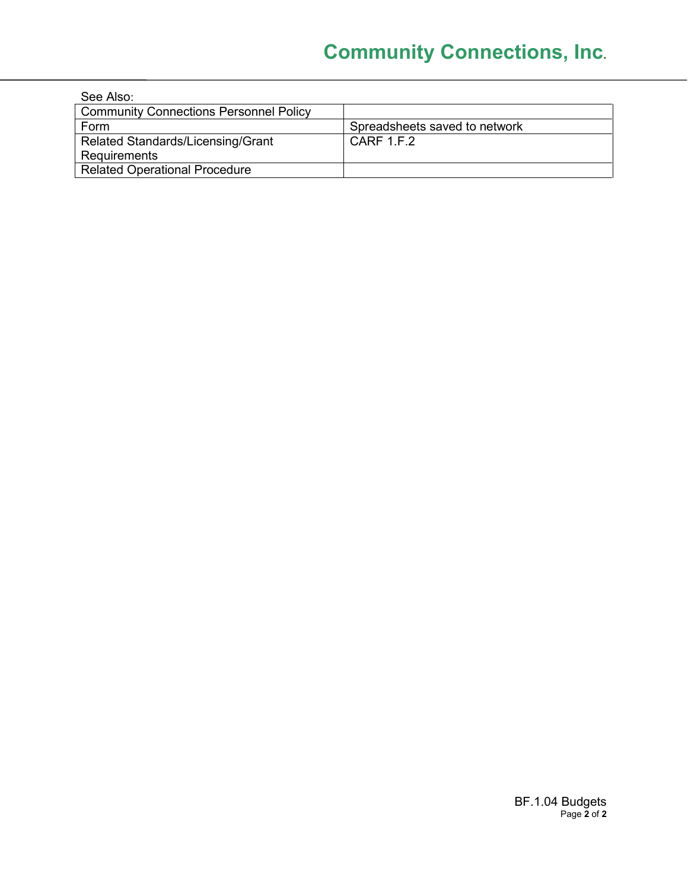See Also:

| Community Connections Personnel Policy | |
|---|---|
| Form | Spreadsheets saved to network |
| Related Standards/Licensing/Grant Requirements | CARF 1.F.2 |
| Related Operational Procedure | |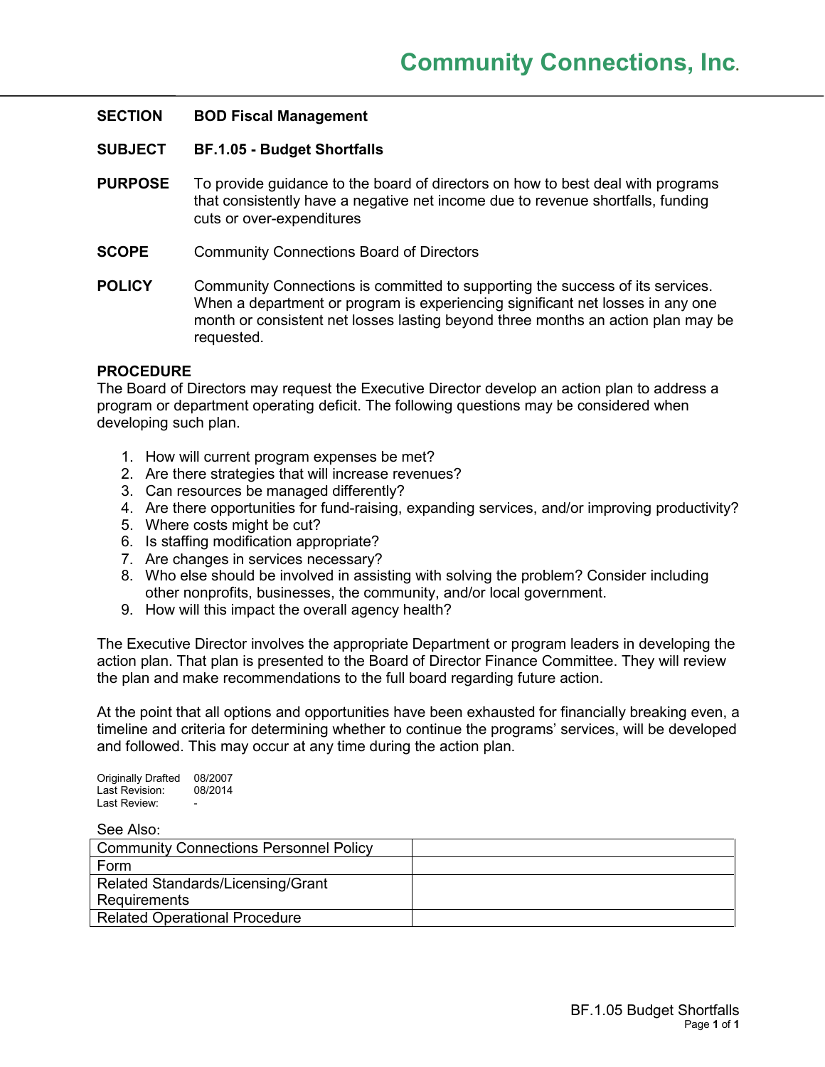# Community Connections, Inc.

**SECTION** **BOD Fiscal Management**

**SUBJECT** **BF.1.05 - Budget Shortfalls**

**PURPOSE** To provide guidance to the board of directors on how to best deal with programs that consistently have a negative net income due to revenue shortfalls, funding cuts or over-expenditures

**SCOPE** Community Connections Board of Directors

**POLICY** Community Connections is committed to supporting the success of its services. When a department or program is experiencing significant net losses in any one month or consistent net losses lasting beyond three months an action plan may be requested.

**PROCEDURE**

The Board of Directors may request the Executive Director develop an action plan to address a program or department operating deficit. The following questions may be considered when developing such plan.

1. How will current program expenses be met?
2. Are there strategies that will increase revenues?
3. Can resources be managed differently?
4. Are there opportunities for fund-raising, expanding services, and/or improving productivity?
5. Where costs might be cut?
6. Is staffing modification appropriate?
7. Are changes in services necessary?
8. Who else should be involved in assisting with solving the problem? Consider including other nonprofits, businesses, the community, and/or local government.
9. How will this impact the overall agency health?

The Executive Director involves the appropriate Department or program leaders in developing the action plan. That plan is presented to the Board of Director Finance Committee. They will review the plan and make recommendations to the full board regarding future action.

At the point that all options and opportunities have been exhausted for financially breaking even, a timeline and criteria for determining whether to continue the programs' services, will be developed and followed. This may occur at any time during the action plan.

Originally Drafted 08/2007
Last Revision: 08/2014
Last Review: -

See Also:

| Community Connections Personnel Policy | |
|---|---|
| Form | |
| Related Standards/Licensing/Grant Requirements | |
| Related Operational Procedure | |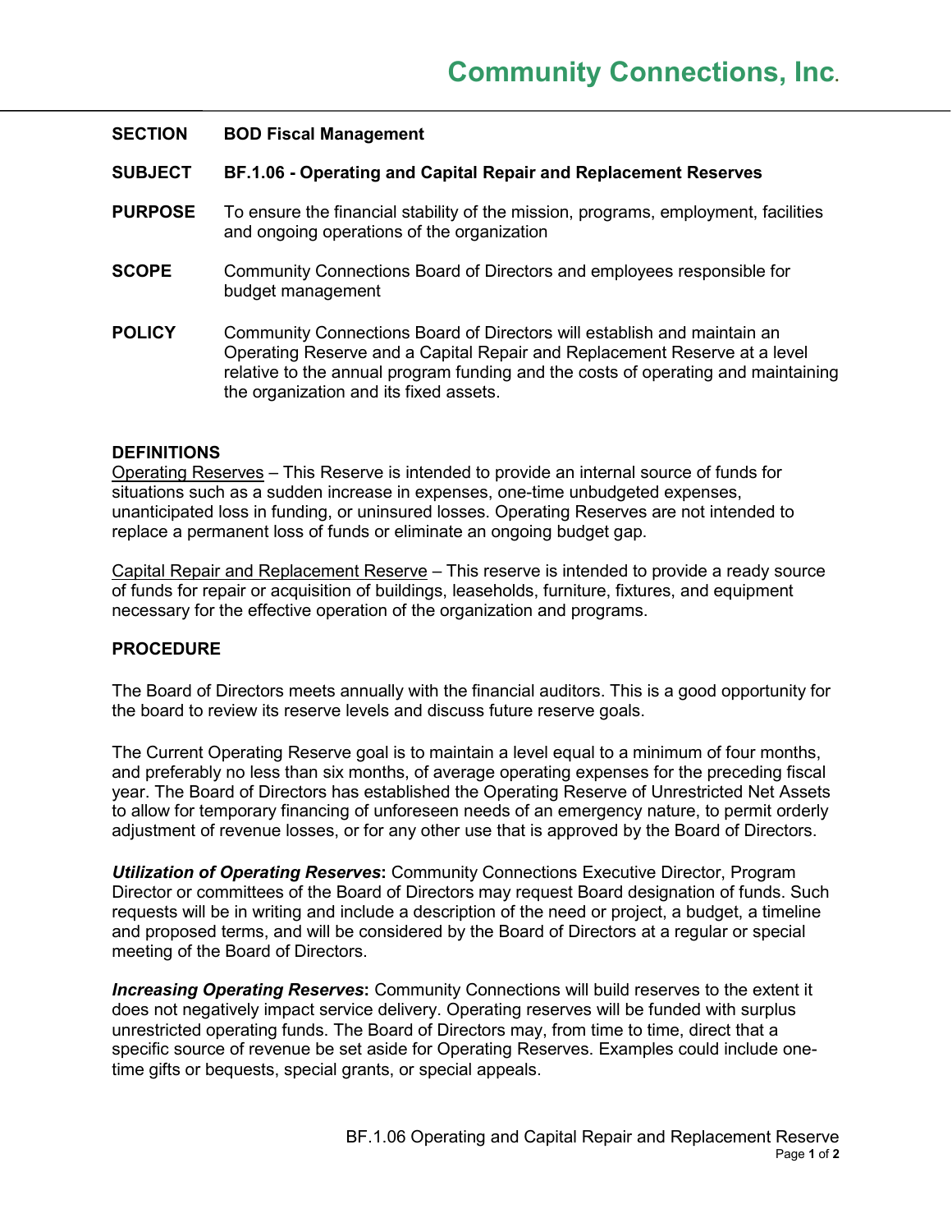# Community Connections, Inc.

| | |
|---|---|
| **SECTION** | **BOD Fiscal Management** |
| **SUBJECT** | **BF.1.06 - Operating and Capital Repair and Replacement Reserves** |
| **PURPOSE** | To ensure the financial stability of the mission, programs, employment, facilities and ongoing operations of the organization |
| **SCOPE** | Community Connections Board of Directors and employees responsible for budget management |
| **POLICY** | Community Connections Board of Directors will establish and maintain an Operating Reserve and a Capital Repair and Replacement Reserve at a level relative to the annual program funding and the costs of operating and maintaining the organization and its fixed assets. |

## DEFINITIONS

Operating Reserves – This Reserve is intended to provide an internal source of funds for situations such as a sudden increase in expenses, one-time unbudgeted expenses, unanticipated loss in funding, or uninsured losses. Operating Reserves are not intended to replace a permanent loss of funds or eliminate an ongoing budget gap.

Capital Repair and Replacement Reserve – This reserve is intended to provide a ready source of funds for repair or acquisition of buildings, leaseholds, furniture, fixtures, and equipment necessary for the effective operation of the organization and programs.

## PROCEDURE

The Board of Directors meets annually with the financial auditors. This is a good opportunity for the board to review its reserve levels and discuss future reserve goals.

The Current Operating Reserve goal is to maintain a level equal to a minimum of four months, and preferably no less than six months, of average operating expenses for the preceding fiscal year. The Board of Directors has established the Operating Reserve of Unrestricted Net Assets to allow for temporary financing of unforeseen needs of an emergency nature, to permit orderly adjustment of revenue losses, or for any other use that is approved by the Board of Directors.

***Utilization of Operating Reserves*:** Community Connections Executive Director, Program Director or committees of the Board of Directors may request Board designation of funds. Such requests will be in writing and include a description of the need or project, a budget, a timeline and proposed terms, and will be considered by the Board of Directors at a regular or special meeting of the Board of Directors.

***Increasing Operating Reserves*:** Community Connections will build reserves to the extent it does not negatively impact service delivery. Operating reserves will be funded with surplus unrestricted operating funds. The Board of Directors may, from time to time, direct that a specific source of revenue be set aside for Operating Reserves. Examples could include one-time gifts or bequests, special grants, or special appeals.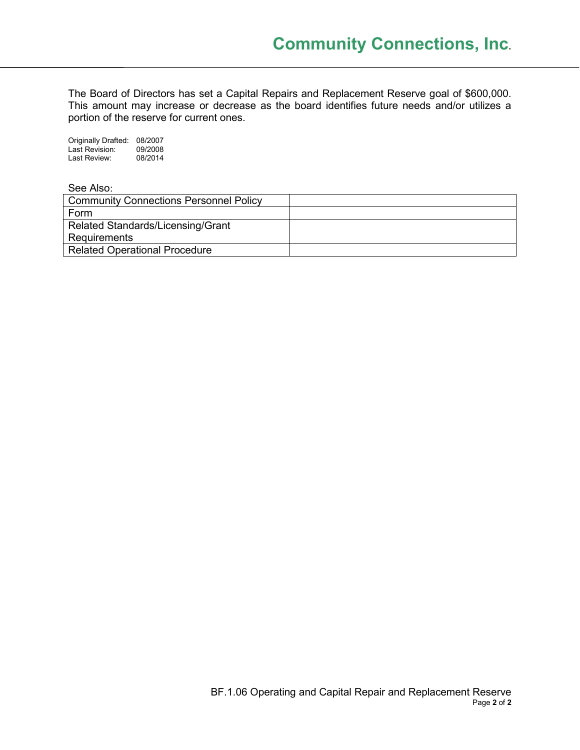The Board of Directors has set a Capital Repairs and Replacement Reserve goal of $600,000. This amount may increase or decrease as the board identifies future needs and/or utilizes a portion of the reserve for current ones.

Originally Drafted: 08/2007
Last Revision: 09/2008
Last Review: 08/2014

See Also:

| Community Connections Personnel Policy | |
|---|---|
| Form | |
| Related Standards/Licensing/Grant Requirements | |
| Related Operational Procedure | |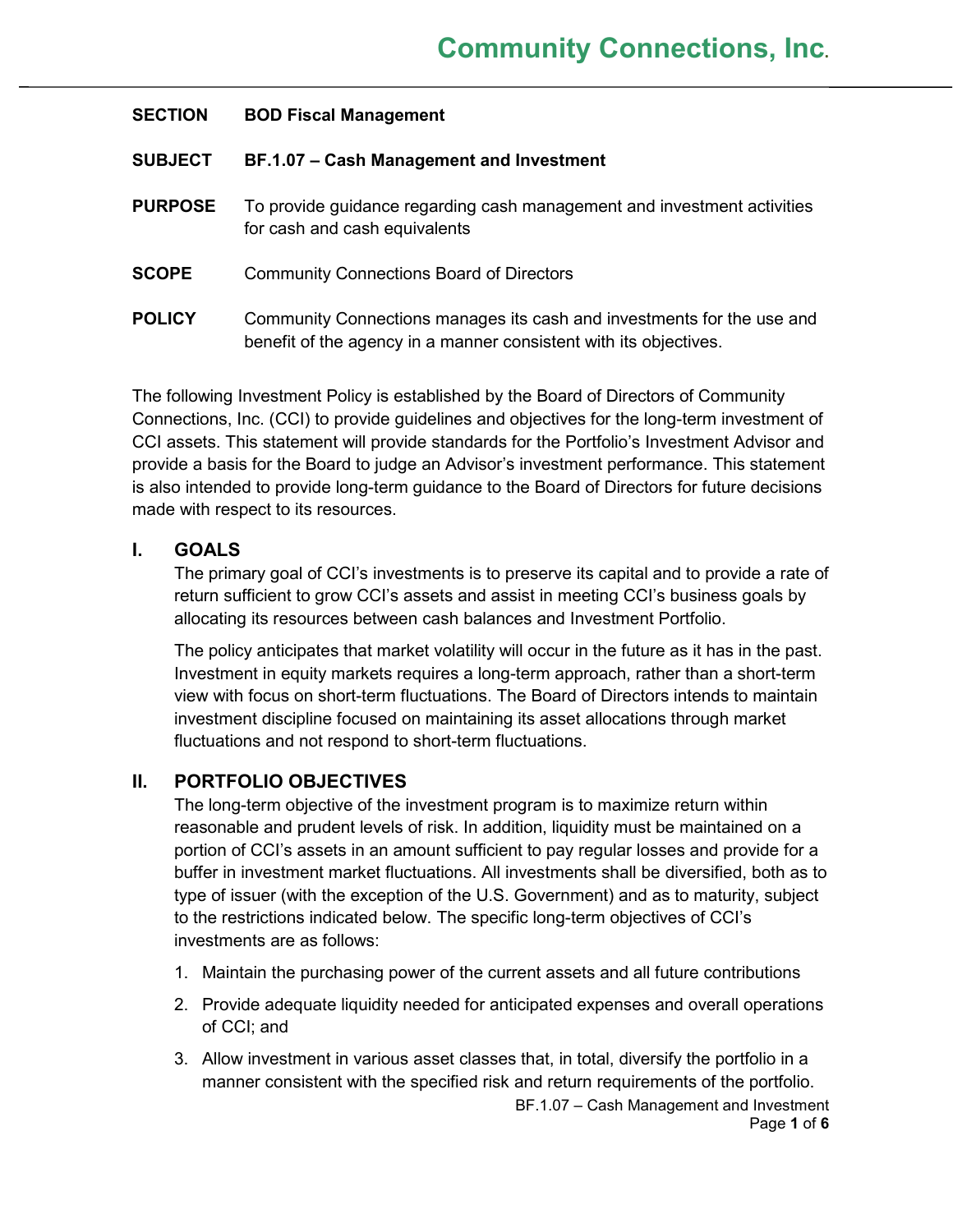# Community Connections, Inc.

| | |
|---|---|
| **SECTION** | **BOD Fiscal Management** |
| **SUBJECT** | **BF.1.07 – Cash Management and Investment** |
| **PURPOSE** | To provide guidance regarding cash management and investment activities for cash and cash equivalents |
| **SCOPE** | Community Connections Board of Directors |
| **POLICY** | Community Connections manages its cash and investments for the use and benefit of the agency in a manner consistent with its objectives. |

The following Investment Policy is established by the Board of Directors of Community Connections, Inc. (CCI) to provide guidelines and objectives for the long-term investment of CCI assets. This statement will provide standards for the Portfolio's Investment Advisor and provide a basis for the Board to judge an Advisor's investment performance. This statement is also intended to provide long-term guidance to the Board of Directors for future decisions made with respect to its resources.

## I. GOALS

The primary goal of CCI's investments is to preserve its capital and to provide a rate of return sufficient to grow CCI's assets and assist in meeting CCI's business goals by allocating its resources between cash balances and Investment Portfolio.

The policy anticipates that market volatility will occur in the future as it has in the past. Investment in equity markets requires a long-term approach, rather than a short-term view with focus on short-term fluctuations. The Board of Directors intends to maintain investment discipline focused on maintaining its asset allocations through market fluctuations and not respond to short-term fluctuations.

## II. PORTFOLIO OBJECTIVES

The long-term objective of the investment program is to maximize return within reasonable and prudent levels of risk. In addition, liquidity must be maintained on a portion of CCI's assets in an amount sufficient to pay regular losses and provide for a buffer in investment market fluctuations. All investments shall be diversified, both as to type of issuer (with the exception of the U.S. Government) and as to maturity, subject to the restrictions indicated below. The specific long-term objectives of CCI's investments are as follows:

1. Maintain the purchasing power of the current assets and all future contributions
2. Provide adequate liquidity needed for anticipated expenses and overall operations of CCI; and
3. Allow investment in various asset classes that, in total, diversify the portfolio in a manner consistent with the specified risk and return requirements of the portfolio.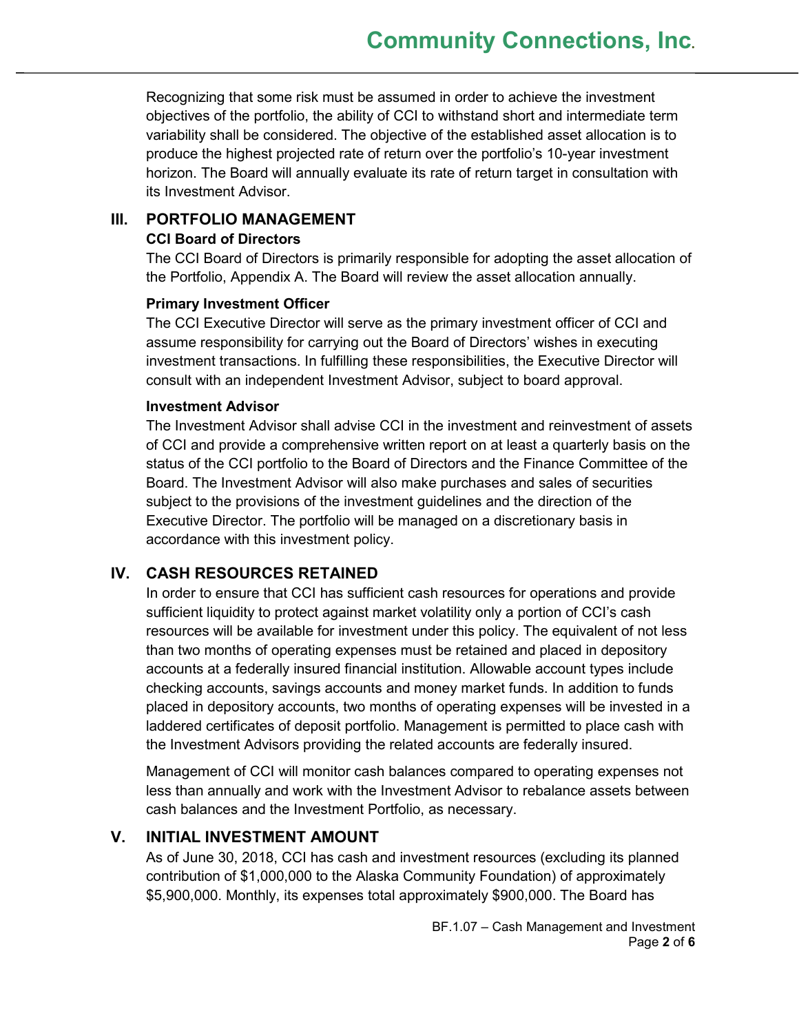Recognizing that some risk must be assumed in order to achieve the investment objectives of the portfolio, the ability of CCI to withstand short and intermediate term variability shall be considered. The objective of the established asset allocation is to produce the highest projected rate of return over the portfolio's 10-year investment horizon. The Board will annually evaluate its rate of return target in consultation with its Investment Advisor.

## III. PORTFOLIO MANAGEMENT

**CCI Board of Directors**

The CCI Board of Directors is primarily responsible for adopting the asset allocation of the Portfolio, Appendix A. The Board will review the asset allocation annually.

**Primary Investment Officer**

The CCI Executive Director will serve as the primary investment officer of CCI and assume responsibility for carrying out the Board of Directors' wishes in executing investment transactions. In fulfilling these responsibilities, the Executive Director will consult with an independent Investment Advisor, subject to board approval.

**Investment Advisor**

The Investment Advisor shall advise CCI in the investment and reinvestment of assets of CCI and provide a comprehensive written report on at least a quarterly basis on the status of the CCI portfolio to the Board of Directors and the Finance Committee of the Board. The Investment Advisor will also make purchases and sales of securities subject to the provisions of the investment guidelines and the direction of the Executive Director. The portfolio will be managed on a discretionary basis in accordance with this investment policy.

## IV. CASH RESOURCES RETAINED

In order to ensure that CCI has sufficient cash resources for operations and provide sufficient liquidity to protect against market volatility only a portion of CCI's cash resources will be available for investment under this policy. The equivalent of not less than two months of operating expenses must be retained and placed in depository accounts at a federally insured financial institution. Allowable account types include checking accounts, savings accounts and money market funds. In addition to funds placed in depository accounts, two months of operating expenses will be invested in a laddered certificates of deposit portfolio. Management is permitted to place cash with the Investment Advisors providing the related accounts are federally insured.

Management of CCI will monitor cash balances compared to operating expenses not less than annually and work with the Investment Advisor to rebalance assets between cash balances and the Investment Portfolio, as necessary.

## V. INITIAL INVESTMENT AMOUNT

As of June 30, 2018, CCI has cash and investment resources (excluding its planned contribution of $1,000,000 to the Alaska Community Foundation) of approximately $5,900,000. Monthly, its expenses total approximately $900,000. The Board has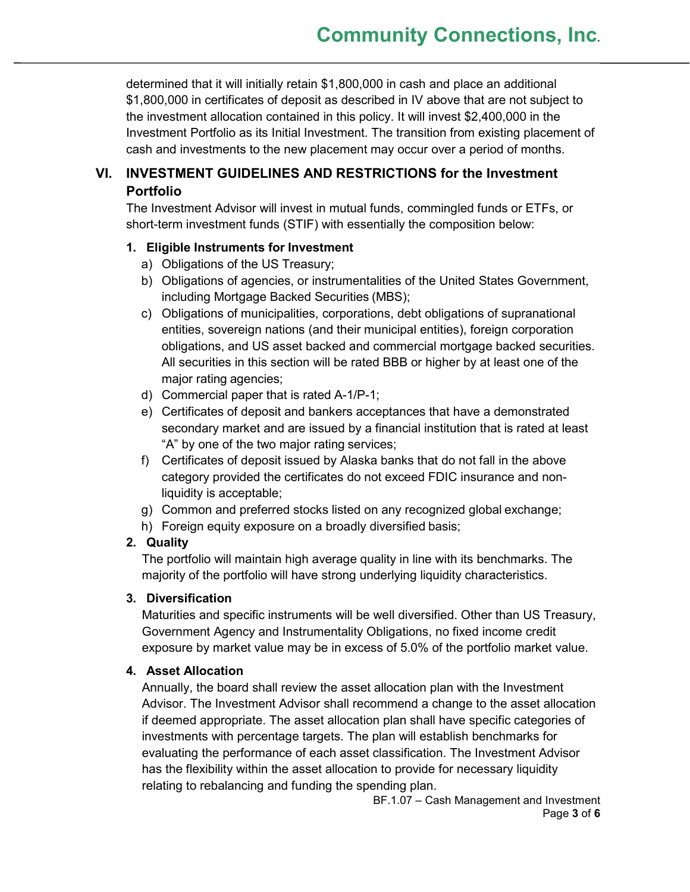determined that it will initially retain $1,800,000 in cash and place an additional $1,800,000 in certificates of deposit as described in IV above that are not subject to the investment allocation contained in this policy. It will invest $2,400,000 in the Investment Portfolio as its Initial Investment. The transition from existing placement of cash and investments to the new placement may occur over a period of months.

## VI. INVESTMENT GUIDELINES AND RESTRICTIONS for the Investment Portfolio

The Investment Advisor will invest in mutual funds, commingled funds or ETFs, or short-term investment funds (STIF) with essentially the composition below:

### 1. Eligible Instruments for Investment

a) Obligations of the US Treasury;

b) Obligations of agencies, or instrumentalities of the United States Government, including Mortgage Backed Securities (MBS);

c) Obligations of municipalities, corporations, debt obligations of supranational entities, sovereign nations (and their municipal entities), foreign corporation obligations, and US asset backed and commercial mortgage backed securities. All securities in this section will be rated BBB or higher by at least one of the major rating agencies;

d) Commercial paper that is rated A-1/P-1;

e) Certificates of deposit and bankers acceptances that have a demonstrated secondary market and are issued by a financial institution that is rated at least "A" by one of the two major rating services;

f) Certificates of deposit issued by Alaska banks that do not fall in the above category provided the certificates do not exceed FDIC insurance and non-liquidity is acceptable;

g) Common and preferred stocks listed on any recognized global exchange;

h) Foreign equity exposure on a broadly diversified basis;

### 2. Quality

The portfolio will maintain high average quality in line with its benchmarks. The majority of the portfolio will have strong underlying liquidity characteristics.

### 3. Diversification

Maturities and specific instruments will be well diversified. Other than US Treasury, Government Agency and Instrumentality Obligations, no fixed income credit exposure by market value may be in excess of 5.0% of the portfolio market value.

### 4. Asset Allocation

Annually, the board shall review the asset allocation plan with the Investment Advisor. The Investment Advisor shall recommend a change to the asset allocation if deemed appropriate. The asset allocation plan shall have specific categories of investments with percentage targets. The plan will establish benchmarks for evaluating the performance of each asset classification. The Investment Advisor has the flexibility within the asset allocation to provide for necessary liquidity relating to rebalancing and funding the spending plan.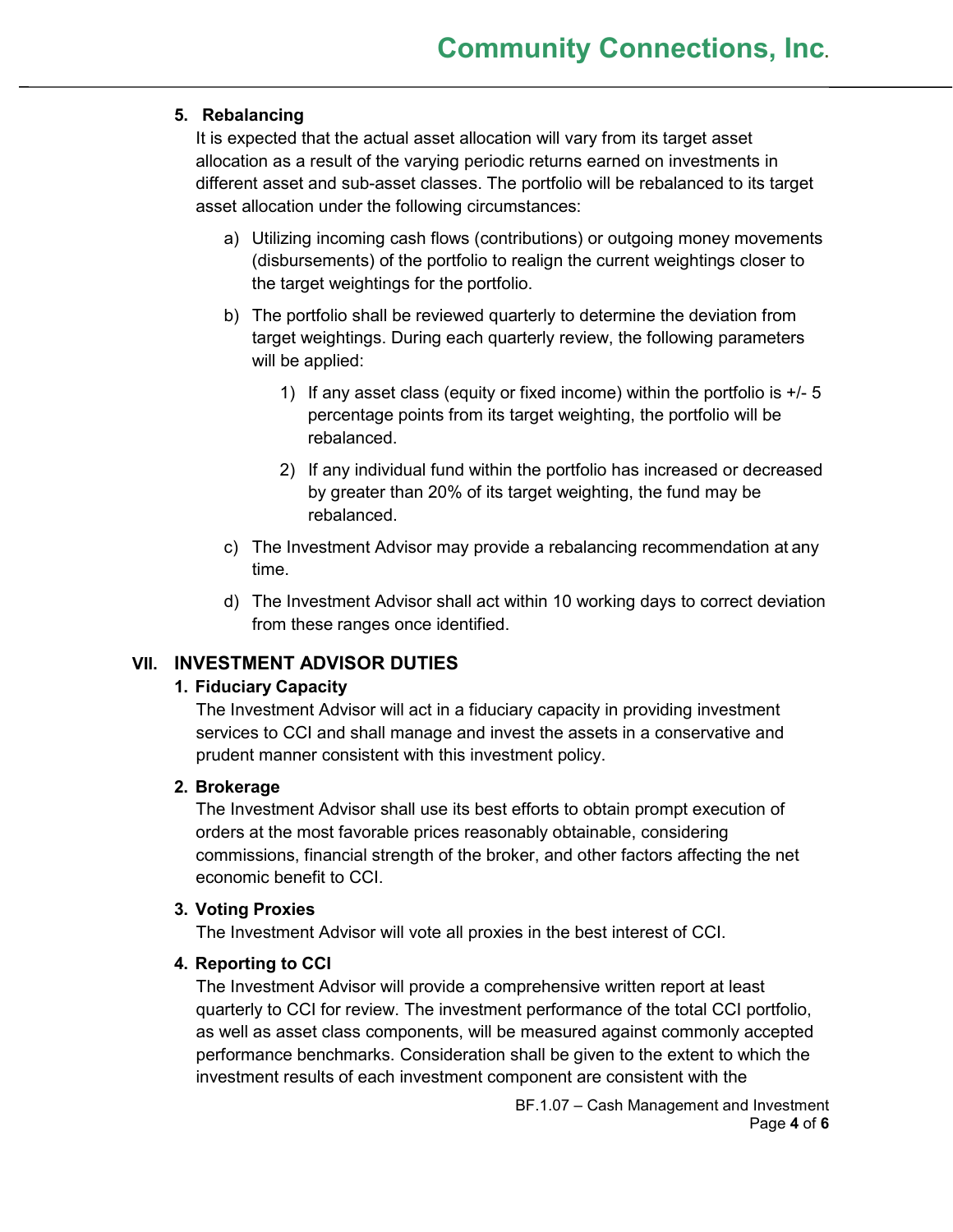### 5. Rebalancing

It is expected that the actual asset allocation will vary from its target asset allocation as a result of the varying periodic returns earned on investments in different asset and sub-asset classes. The portfolio will be rebalanced to its target asset allocation under the following circumstances:

a) Utilizing incoming cash flows (contributions) or outgoing money movements (disbursements) of the portfolio to realign the current weightings closer to the target weightings for the portfolio.

b) The portfolio shall be reviewed quarterly to determine the deviation from target weightings. During each quarterly review, the following parameters will be applied:

   1) If any asset class (equity or fixed income) within the portfolio is +/- 5 percentage points from its target weighting, the portfolio will be rebalanced.

   2) If any individual fund within the portfolio has increased or decreased by greater than 20% of its target weighting, the fund may be rebalanced.

c) The Investment Advisor may provide a rebalancing recommendation at any time.

d) The Investment Advisor shall act within 10 working days to correct deviation from these ranges once identified.

## VII. INVESTMENT ADVISOR DUTIES

### 1. Fiduciary Capacity

The Investment Advisor will act in a fiduciary capacity in providing investment services to CCI and shall manage and invest the assets in a conservative and prudent manner consistent with this investment policy.

### 2. Brokerage

The Investment Advisor shall use its best efforts to obtain prompt execution of orders at the most favorable prices reasonably obtainable, considering commissions, financial strength of the broker, and other factors affecting the net economic benefit to CCI.

### 3. Voting Proxies

The Investment Advisor will vote all proxies in the best interest of CCI.

### 4. Reporting to CCI

The Investment Advisor will provide a comprehensive written report at least quarterly to CCI for review. The investment performance of the total CCI portfolio, as well as asset class components, will be measured against commonly accepted performance benchmarks. Consideration shall be given to the extent to which the investment results of each investment component are consistent with the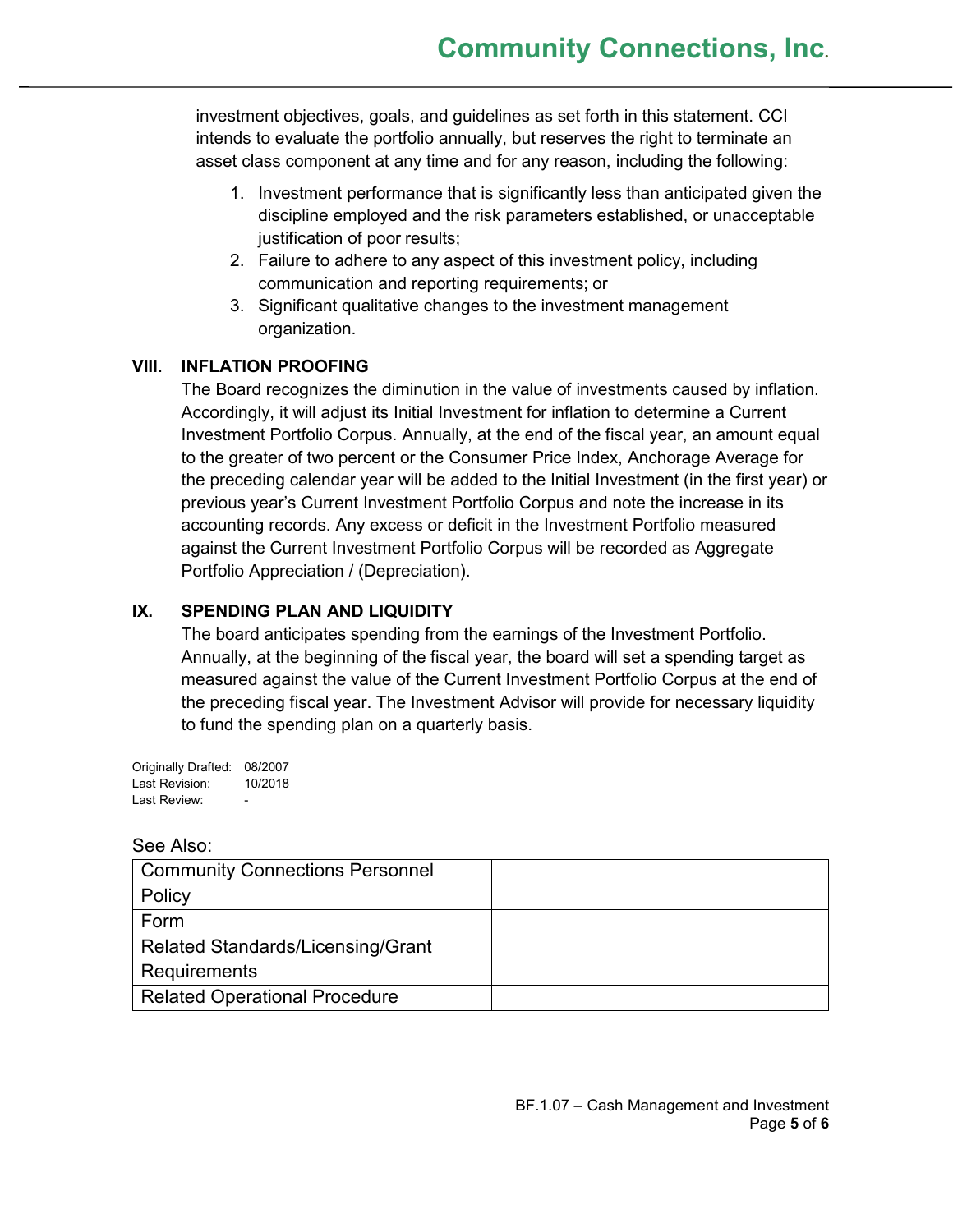investment objectives, goals, and guidelines as set forth in this statement. CCI intends to evaluate the portfolio annually, but reserves the right to terminate an asset class component at any time and for any reason, including the following:

1. Investment performance that is significantly less than anticipated given the discipline employed and the risk parameters established, or unacceptable justification of poor results;
2. Failure to adhere to any aspect of this investment policy, including communication and reporting requirements; or
3. Significant qualitative changes to the investment management organization.

## VIII. INFLATION PROOFING

The Board recognizes the diminution in the value of investments caused by inflation. Accordingly, it will adjust its Initial Investment for inflation to determine a Current Investment Portfolio Corpus. Annually, at the end of the fiscal year, an amount equal to the greater of two percent or the Consumer Price Index, Anchorage Average for the preceding calendar year will be added to the Initial Investment (in the first year) or previous year's Current Investment Portfolio Corpus and note the increase in its accounting records. Any excess or deficit in the Investment Portfolio measured against the Current Investment Portfolio Corpus will be recorded as Aggregate Portfolio Appreciation / (Depreciation).

## IX. SPENDING PLAN AND LIQUIDITY

The board anticipates spending from the earnings of the Investment Portfolio. Annually, at the beginning of the fiscal year, the board will set a spending target as measured against the value of the Current Investment Portfolio Corpus at the end of the preceding fiscal year. The Investment Advisor will provide for necessary liquidity to fund the spending plan on a quarterly basis.

Originally Drafted: 08/2007
Last Revision: 10/2018
Last Review: -

See Also:

| Community Connections Personnel Policy | |
|---|---|
| Form | |
| Related Standards/Licensing/Grant Requirements | |
| Related Operational Procedure | |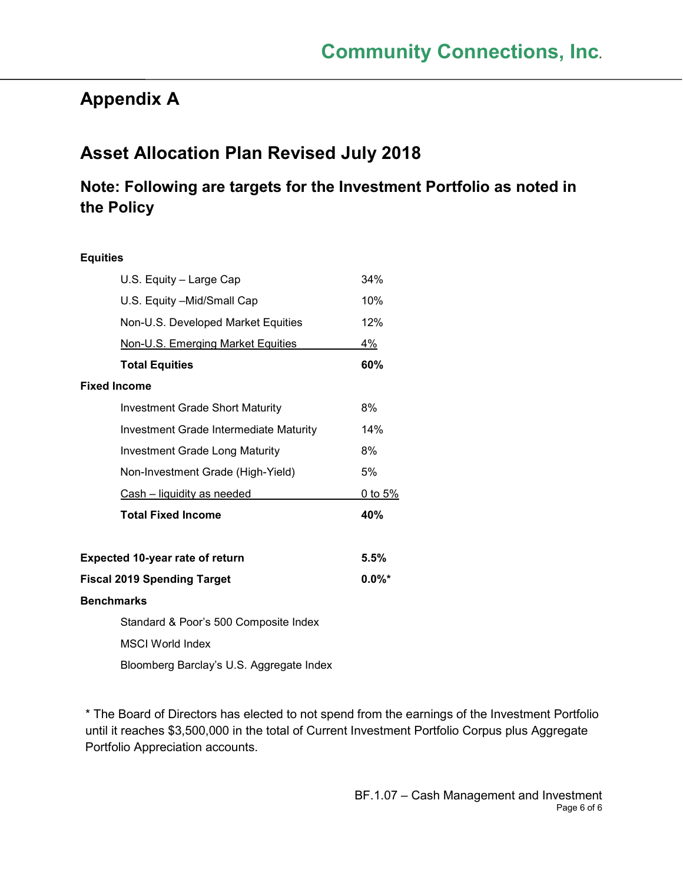# Appendix A

## Asset Allocation Plan Revised July 2018

### Note: Following are targets for the Investment Portfolio as noted in the Policy

| | |
|---|---|
| **Equities** | |
| U.S. Equity – Large Cap | 34% |
| U.S. Equity –Mid/Small Cap | 10% |
| Non-U.S. Developed Market Equities | 12% |
| Non-U.S. Emerging Market Equities | 4% |
| **Total Equities** | **60%** |
| **Fixed Income** | |
| Investment Grade Short Maturity | 8% |
| Investment Grade Intermediate Maturity | 14% |
| Investment Grade Long Maturity | 8% |
| Non-Investment Grade (High-Yield) | 5% |
| Cash – liquidity as needed | 0 to 5% |
| **Total Fixed Income** | **40%** |
| | |
| **Expected 10-year rate of return** | **5.5%** |
| **Fiscal 2019 Spending Target** | **0.0%*** |
| **Benchmarks** | |
| Standard & Poor's 500 Composite Index | |
| MSCI World Index | |
| Bloomberg Barclay's U.S. Aggregate Index | |

* The Board of Directors has elected to not spend from the earnings of the Investment Portfolio until it reaches $3,500,000 in the total of Current Investment Portfolio Corpus plus Aggregate Portfolio Appreciation accounts.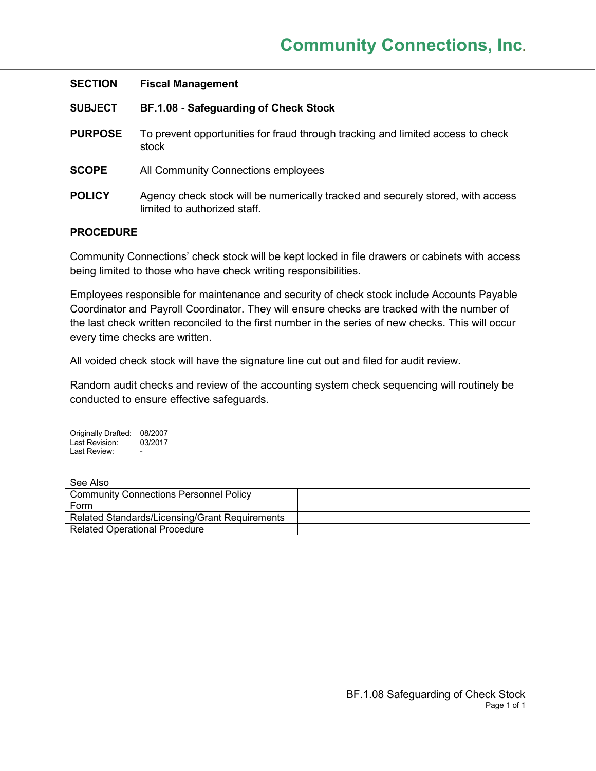**SECTION** **Fiscal Management**

**SUBJECT** **BF.1.08 - Safeguarding of Check Stock**

**PURPOSE** To prevent opportunities for fraud through tracking and limited access to check stock

**SCOPE** All Community Connections employees

**POLICY** Agency check stock will be numerically tracked and securely stored, with access limited to authorized staff.

## PROCEDURE

Community Connections' check stock will be kept locked in file drawers or cabinets with access being limited to those who have check writing responsibilities.

Employees responsible for maintenance and security of check stock include Accounts Payable Coordinator and Payroll Coordinator. They will ensure checks are tracked with the number of the last check written reconciled to the first number in the series of new checks. This will occur every time checks are written.

All voided check stock will have the signature line cut out and filed for audit review.

Random audit checks and review of the accounting system check sequencing will routinely be conducted to ensure effective safeguards.

Originally Drafted: 08/2007
Last Revision: 03/2017
Last Review: -

See Also

| Community Connections Personnel Policy | |
|---|---|
| Form | |
| Related Standards/Licensing/Grant Requirements | |
| Related Operational Procedure | |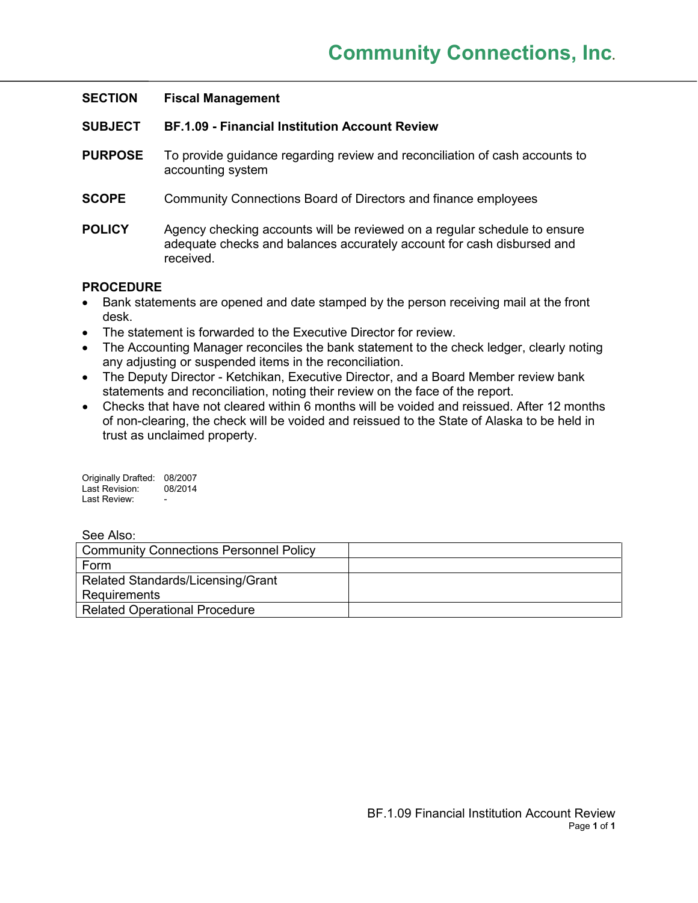# Community Connections, Inc.

| | |
|---|---|
| **SECTION** | **Fiscal Management** |
| **SUBJECT** | **BF.1.09 - Financial Institution Account Review** |
| **PURPOSE** | To provide guidance regarding review and reconciliation of cash accounts to accounting system |
| **SCOPE** | Community Connections Board of Directors and finance employees |
| **POLICY** | Agency checking accounts will be reviewed on a regular schedule to ensure adequate checks and balances accurately account for cash disbursed and received. |

**PROCEDURE**

- Bank statements are opened and date stamped by the person receiving mail at the front desk.
- The statement is forwarded to the Executive Director for review.
- The Accounting Manager reconciles the bank statement to the check ledger, clearly noting any adjusting or suspended items in the reconciliation.
- The Deputy Director - Ketchikan, Executive Director, and a Board Member review bank statements and reconciliation, noting their review on the face of the report.
- Checks that have not cleared within 6 months will be voided and reissued. After 12 months of non-clearing, the check will be voided and reissued to the State of Alaska to be held in trust as unclaimed property.

Originally Drafted: 08/2007
Last Revision: 08/2014
Last Review: -

See Also:

| | |
|---|---|
| Community Connections Personnel Policy | |
| Form | |
| Related Standards/Licensing/Grant Requirements | |
| Related Operational Procedure | |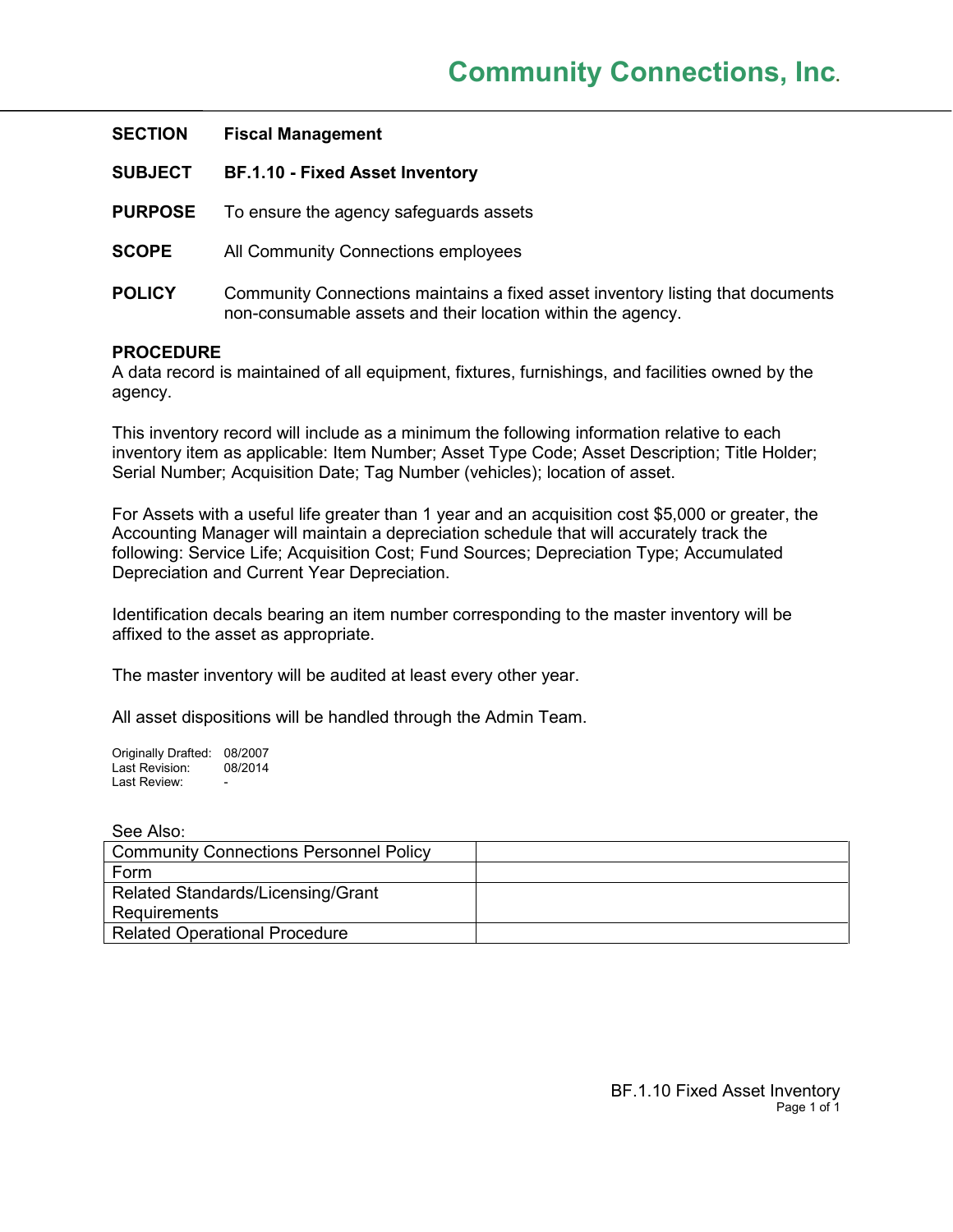# Community Connections, Inc.

**SECTION** **Fiscal Management**

**SUBJECT** **BF.1.10 - Fixed Asset Inventory**

**PURPOSE** To ensure the agency safeguards assets

**SCOPE** All Community Connections employees

**POLICY** Community Connections maintains a fixed asset inventory listing that documents non-consumable assets and their location within the agency.

**PROCEDURE**

A data record is maintained of all equipment, fixtures, furnishings, and facilities owned by the agency.

This inventory record will include as a minimum the following information relative to each inventory item as applicable: Item Number; Asset Type Code; Asset Description; Title Holder; Serial Number; Acquisition Date; Tag Number (vehicles); location of asset.

For Assets with a useful life greater than 1 year and an acquisition cost $5,000 or greater, the Accounting Manager will maintain a depreciation schedule that will accurately track the following: Service Life; Acquisition Cost; Fund Sources; Depreciation Type; Accumulated Depreciation and Current Year Depreciation.

Identification decals bearing an item number corresponding to the master inventory will be affixed to the asset as appropriate.

The master inventory will be audited at least every other year.

All asset dispositions will be handled through the Admin Team.

Originally Drafted: 08/2007
Last Revision: 08/2014
Last Review: -

See Also:

| | |
|---|---|
| Community Connections Personnel Policy | |
| Form | |
| Related Standards/Licensing/Grant Requirements | |
| Related Operational Procedure | |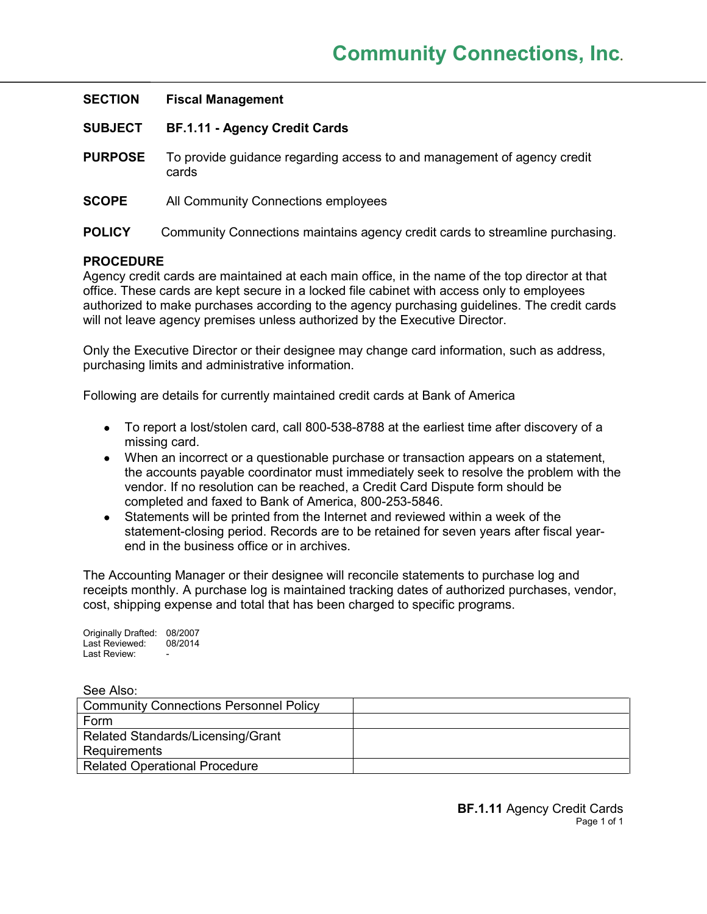# Community Connections, Inc.

**SECTION** **Fiscal Management**

**SUBJECT** **BF.1.11 - Agency Credit Cards**

**PURPOSE** To provide guidance regarding access to and management of agency credit cards

**SCOPE** All Community Connections employees

**POLICY** Community Connections maintains agency credit cards to streamline purchasing.

**PROCEDURE**

Agency credit cards are maintained at each main office, in the name of the top director at that office. These cards are kept secure in a locked file cabinet with access only to employees authorized to make purchases according to the agency purchasing guidelines. The credit cards will not leave agency premises unless authorized by the Executive Director.

Only the Executive Director or their designee may change card information, such as address, purchasing limits and administrative information.

Following are details for currently maintained credit cards at Bank of America

- To report a lost/stolen card, call 800-538-8788 at the earliest time after discovery of a missing card.
- When an incorrect or a questionable purchase or transaction appears on a statement, the accounts payable coordinator must immediately seek to resolve the problem with the vendor. If no resolution can be reached, a Credit Card Dispute form should be completed and faxed to Bank of America, 800-253-5846.
- Statements will be printed from the Internet and reviewed within a week of the statement-closing period. Records are to be retained for seven years after fiscal year-end in the business office or in archives.

The Accounting Manager or their designee will reconcile statements to purchase log and receipts monthly. A purchase log is maintained tracking dates of authorized purchases, vendor, cost, shipping expense and total that has been charged to specific programs.

Originally Drafted: 08/2007
Last Reviewed: 08/2014
Last Review: -

See Also:

| Community Connections Personnel Policy | |
|---|---|
| Form | |
| Related Standards/Licensing/Grant Requirements | |
| Related Operational Procedure | |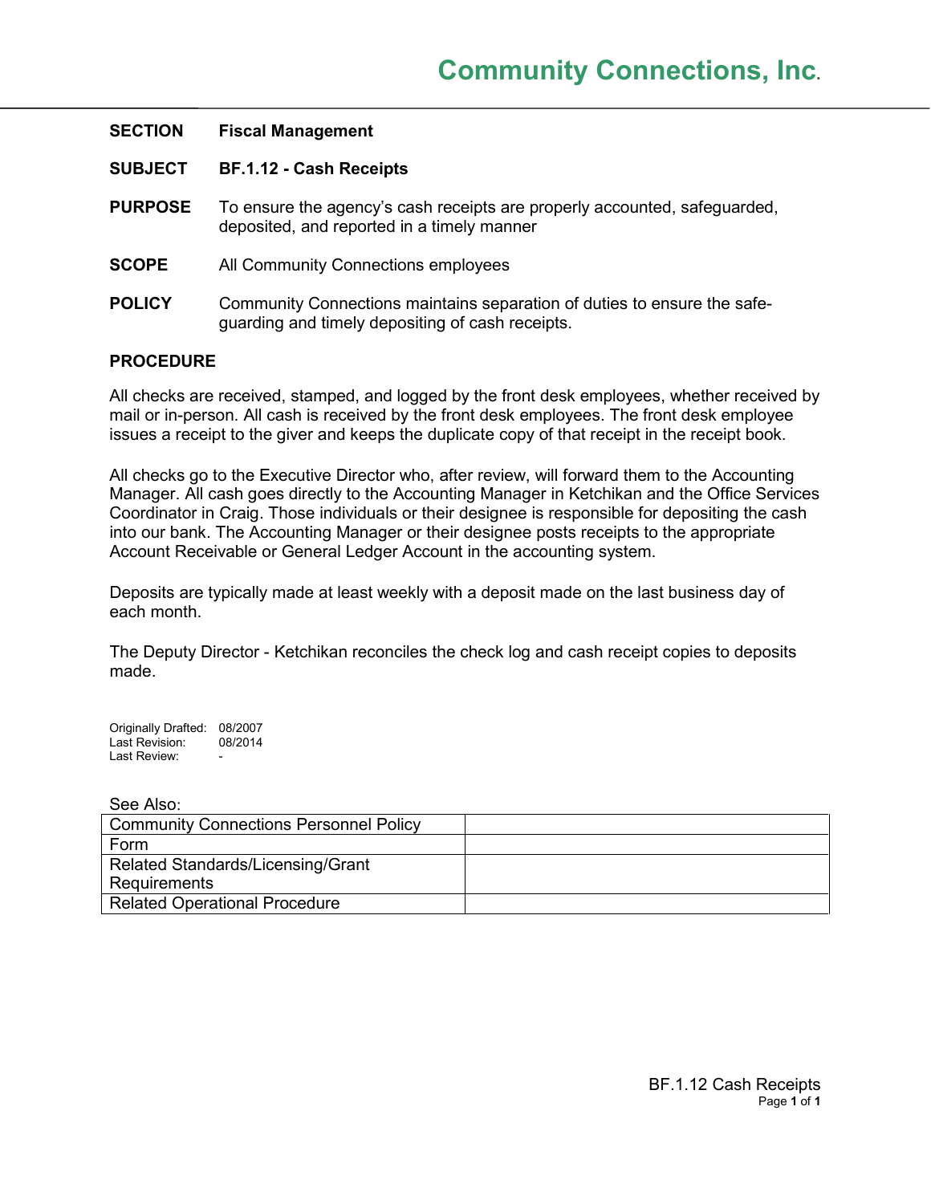# Community Connections, Inc.

**SECTION** **Fiscal Management**

**SUBJECT** **BF.1.12 - Cash Receipts**

**PURPOSE** To ensure the agency's cash receipts are properly accounted, safeguarded, deposited, and reported in a timely manner

**SCOPE** All Community Connections employees

**POLICY** Community Connections maintains separation of duties to ensure the safe-guarding and timely depositing of cash receipts.

## PROCEDURE

All checks are received, stamped, and logged by the front desk employees, whether received by mail or in-person. All cash is received by the front desk employees. The front desk employee issues a receipt to the giver and keeps the duplicate copy of that receipt in the receipt book.

All checks go to the Executive Director who, after review, will forward them to the Accounting Manager. All cash goes directly to the Accounting Manager in Ketchikan and the Office Services Coordinator in Craig. Those individuals or their designee is responsible for depositing the cash into our bank. The Accounting Manager or their designee posts receipts to the appropriate Account Receivable or General Ledger Account in the accounting system.

Deposits are typically made at least weekly with a deposit made on the last business day of each month.

The Deputy Director - Ketchikan reconciles the check log and cash receipt copies to deposits made.

Originally Drafted: 08/2007
Last Revision: 08/2014
Last Review: -

See Also:

| Community Connections Personnel Policy | |
|---|---|
| Form | |
| Related Standards/Licensing/Grant Requirements | |
| Related Operational Procedure | |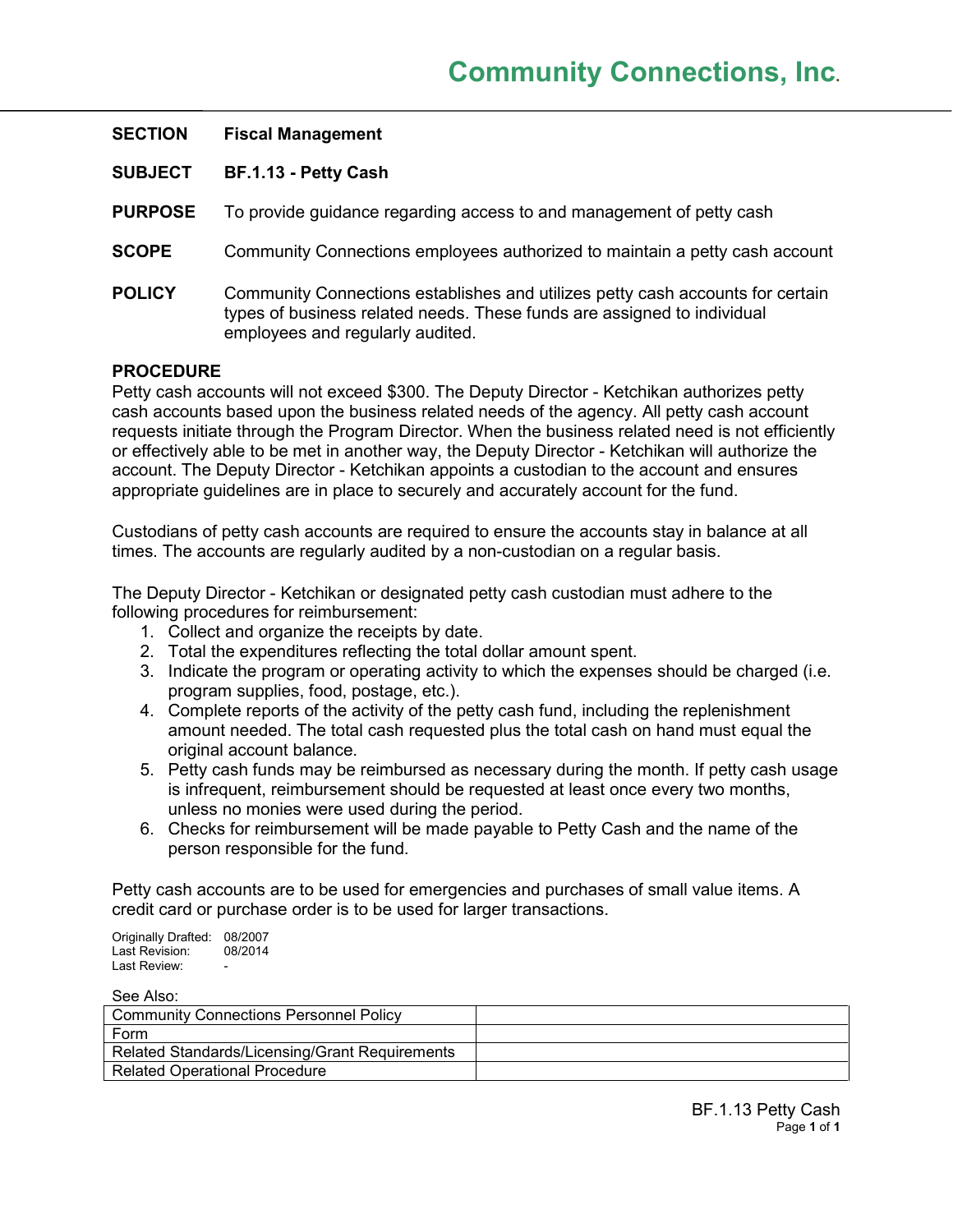# Community Connections, Inc.

**SECTION** **Fiscal Management**

**SUBJECT** **BF.1.13 - Petty Cash**

**PURPOSE** To provide guidance regarding access to and management of petty cash

**SCOPE** Community Connections employees authorized to maintain a petty cash account

**POLICY** Community Connections establishes and utilizes petty cash accounts for certain types of business related needs. These funds are assigned to individual employees and regularly audited.

## PROCEDURE

Petty cash accounts will not exceed $300. The Deputy Director - Ketchikan authorizes petty cash accounts based upon the business related needs of the agency. All petty cash account requests initiate through the Program Director. When the business related need is not efficiently or effectively able to be met in another way, the Deputy Director - Ketchikan will authorize the account. The Deputy Director - Ketchikan appoints a custodian to the account and ensures appropriate guidelines are in place to securely and accurately account for the fund.

Custodians of petty cash accounts are required to ensure the accounts stay in balance at all times. The accounts are regularly audited by a non-custodian on a regular basis.

The Deputy Director - Ketchikan or designated petty cash custodian must adhere to the following procedures for reimbursement:

1. Collect and organize the receipts by date.
2. Total the expenditures reflecting the total dollar amount spent.
3. Indicate the program or operating activity to which the expenses should be charged (i.e. program supplies, food, postage, etc.).
4. Complete reports of the activity of the petty cash fund, including the replenishment amount needed. The total cash requested plus the total cash on hand must equal the original account balance.
5. Petty cash funds may be reimbursed as necessary during the month. If petty cash usage is infrequent, reimbursement should be requested at least once every two months, unless no monies were used during the period.
6. Checks for reimbursement will be made payable to Petty Cash and the name of the person responsible for the fund.

Petty cash accounts are to be used for emergencies and purchases of small value items. A credit card or purchase order is to be used for larger transactions.

Originally Drafted: 08/2007
Last Revision: 08/2014
Last Review: -

See Also:

| | |
|---|---|
| Community Connections Personnel Policy | |
| Form | |
| Related Standards/Licensing/Grant Requirements | |
| Related Operational Procedure | |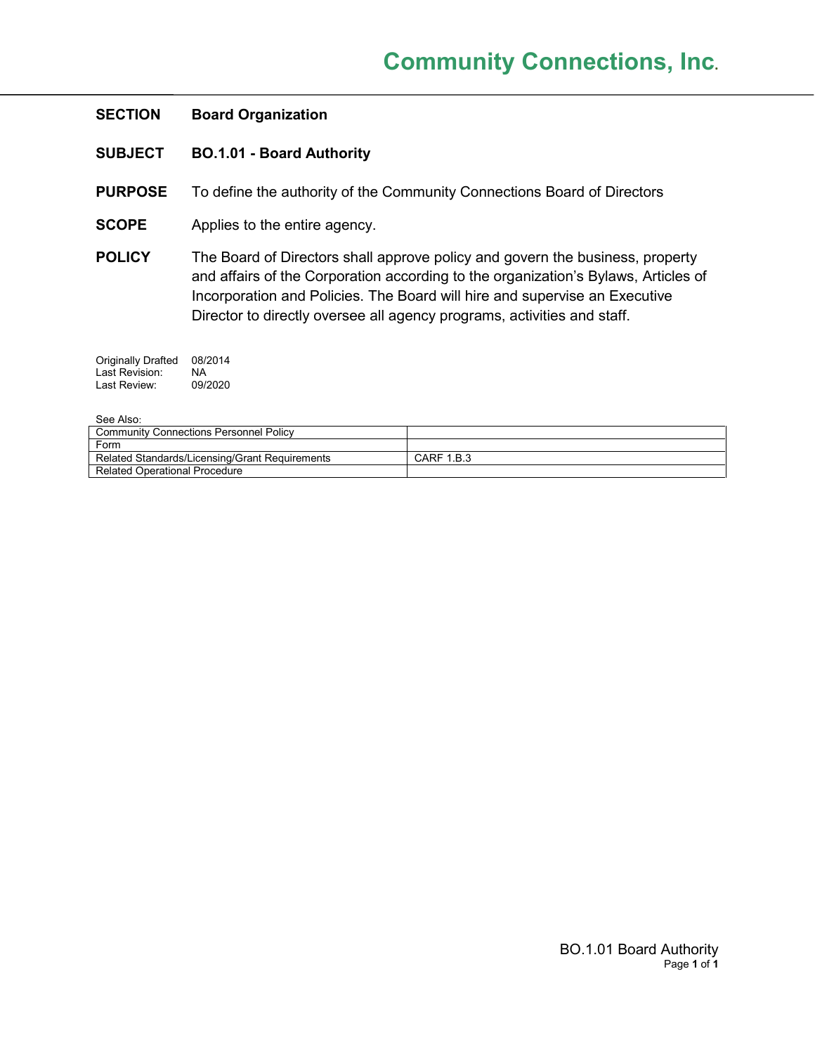# Community Connections, Inc.

**SECTION** **Board Organization**

**SUBJECT** **BO.1.01 - Board Authority**

**PURPOSE** To define the authority of the Community Connections Board of Directors

**SCOPE** Applies to the entire agency.

**POLICY** The Board of Directors shall approve policy and govern the business, property and affairs of the Corporation according to the organization's Bylaws, Articles of Incorporation and Policies. The Board will hire and supervise an Executive Director to directly oversee all agency programs, activities and staff.

Originally Drafted 08/2014
Last Revision: NA
Last Review: 09/2020

See Also:

| | |
|---|---|
| Community Connections Personnel Policy | |
| Form | |
| Related Standards/Licensing/Grant Requirements | CARF 1.B.3 |
| Related Operational Procedure | |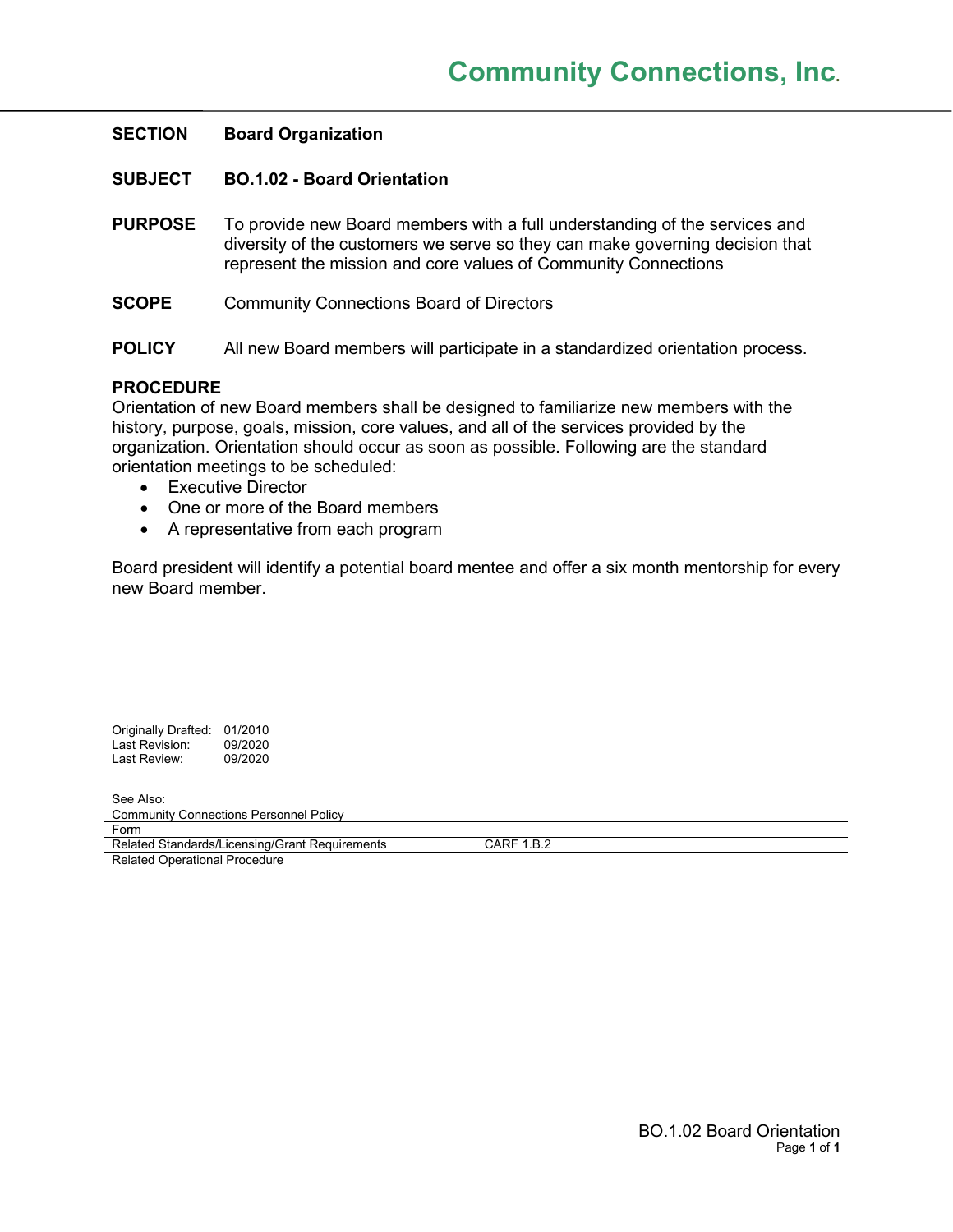# Community Connections, Inc.

**SECTION** **Board Organization**

**SUBJECT** **BO.1.02 - Board Orientation**

**PURPOSE** To provide new Board members with a full understanding of the services and diversity of the customers we serve so they can make governing decision that represent the mission and core values of Community Connections

**SCOPE** Community Connections Board of Directors

**POLICY** All new Board members will participate in a standardized orientation process.

**PROCEDURE**

Orientation of new Board members shall be designed to familiarize new members with the history, purpose, goals, mission, core values, and all of the services provided by the organization. Orientation should occur as soon as possible. Following are the standard orientation meetings to be scheduled:

- Executive Director
- One or more of the Board members
- A representative from each program

Board president will identify a potential board mentee and offer a six month mentorship for every new Board member.

Originally Drafted: 01/2010
Last Revision: 09/2020
Last Review: 09/2020

See Also:

| Community Connections Personnel Policy | |
|---|---|
| Form | |
| Related Standards/Licensing/Grant Requirements | CARF 1.B.2 |
| Related Operational Procedure | |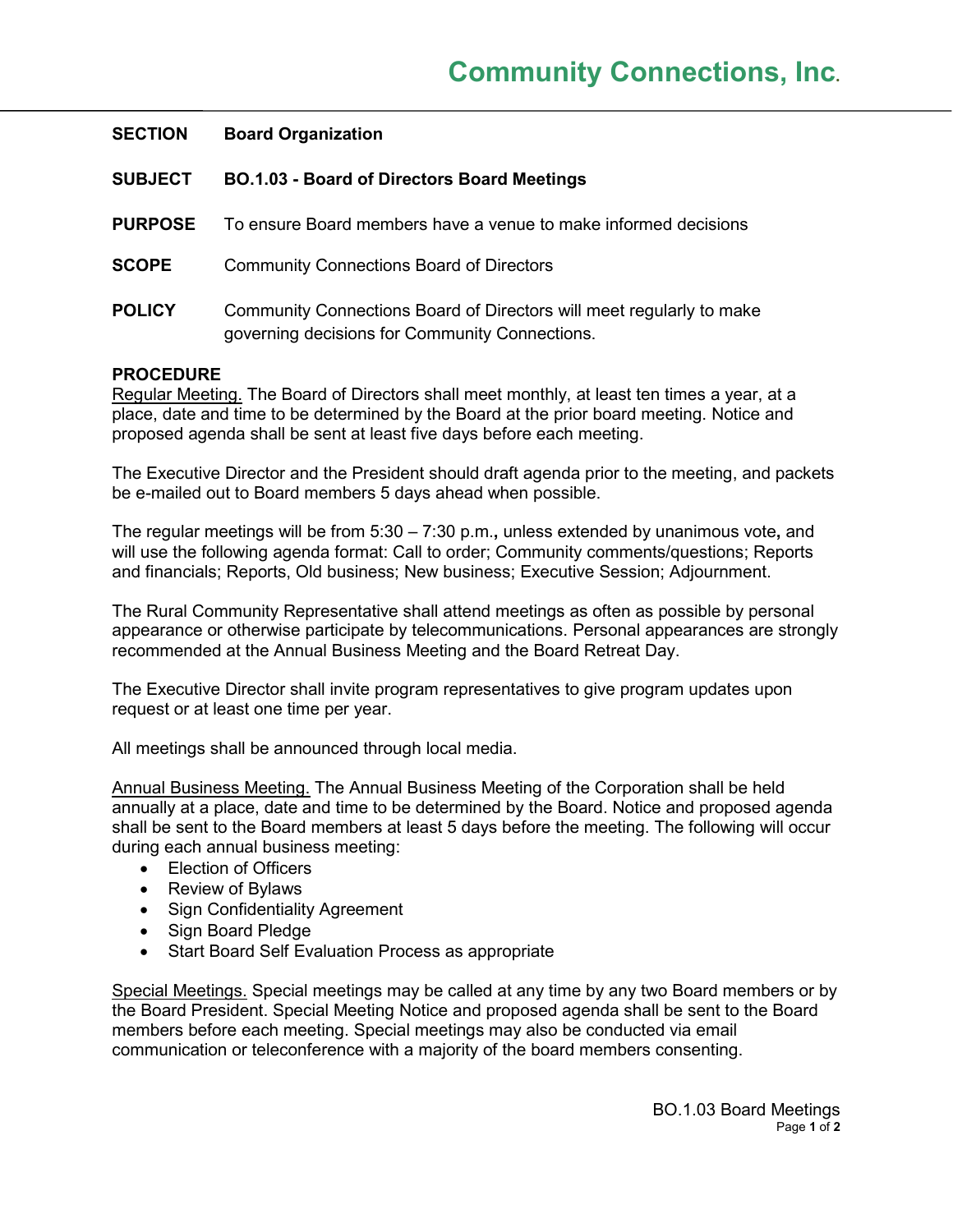**SECTION** **Board Organization**

**SUBJECT** **BO.1.03 - Board of Directors Board Meetings**

**PURPOSE** To ensure Board members have a venue to make informed decisions

**SCOPE** Community Connections Board of Directors

**POLICY** Community Connections Board of Directors will meet regularly to make governing decisions for Community Connections.

**PROCEDURE**

Regular Meeting. The Board of Directors shall meet monthly, at least ten times a year, at a place, date and time to be determined by the Board at the prior board meeting. Notice and proposed agenda shall be sent at least five days before each meeting.

The Executive Director and the President should draft agenda prior to the meeting, and packets be e-mailed out to Board members 5 days ahead when possible.

The regular meetings will be from 5:30 – 7:30 p.m.**,** unless extended by unanimous vote**,** and will use the following agenda format: Call to order; Community comments/questions; Reports and financials; Reports, Old business; New business; Executive Session; Adjournment.

The Rural Community Representative shall attend meetings as often as possible by personal appearance or otherwise participate by telecommunications. Personal appearances are strongly recommended at the Annual Business Meeting and the Board Retreat Day.

The Executive Director shall invite program representatives to give program updates upon request or at least one time per year.

All meetings shall be announced through local media.

Annual Business Meeting. The Annual Business Meeting of the Corporation shall be held annually at a place, date and time to be determined by the Board. Notice and proposed agenda shall be sent to the Board members at least 5 days before the meeting. The following will occur during each annual business meeting:

- Election of Officers
- Review of Bylaws
- Sign Confidentiality Agreement
- Sign Board Pledge
- Start Board Self Evaluation Process as appropriate

Special Meetings. Special meetings may be called at any time by any two Board members or by the Board President. Special Meeting Notice and proposed agenda shall be sent to the Board members before each meeting. Special meetings may also be conducted via email communication or teleconference with a majority of the board members consenting.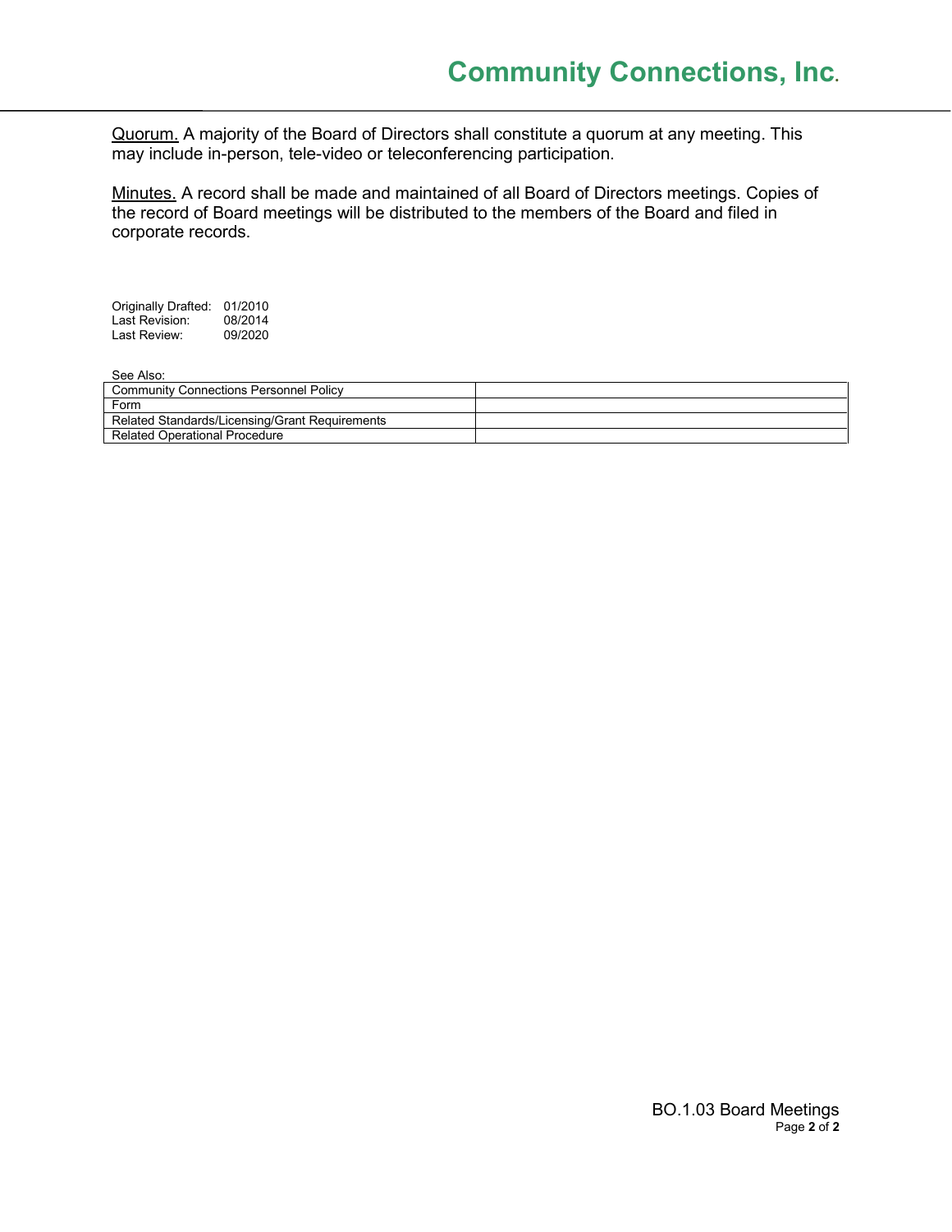Quorum. A majority of the Board of Directors shall constitute a quorum at any meeting. This may include in-person, tele-video or teleconferencing participation.

Minutes. A record shall be made and maintained of all Board of Directors meetings. Copies of the record of Board meetings will be distributed to the members of the Board and filed in corporate records.

Originally Drafted: 01/2010
Last Revision: 08/2014
Last Review: 09/2020

See Also:

| | |
|---|---|
| Community Connections Personnel Policy | |
| Form | |
| Related Standards/Licensing/Grant Requirements | |
| Related Operational Procedure | |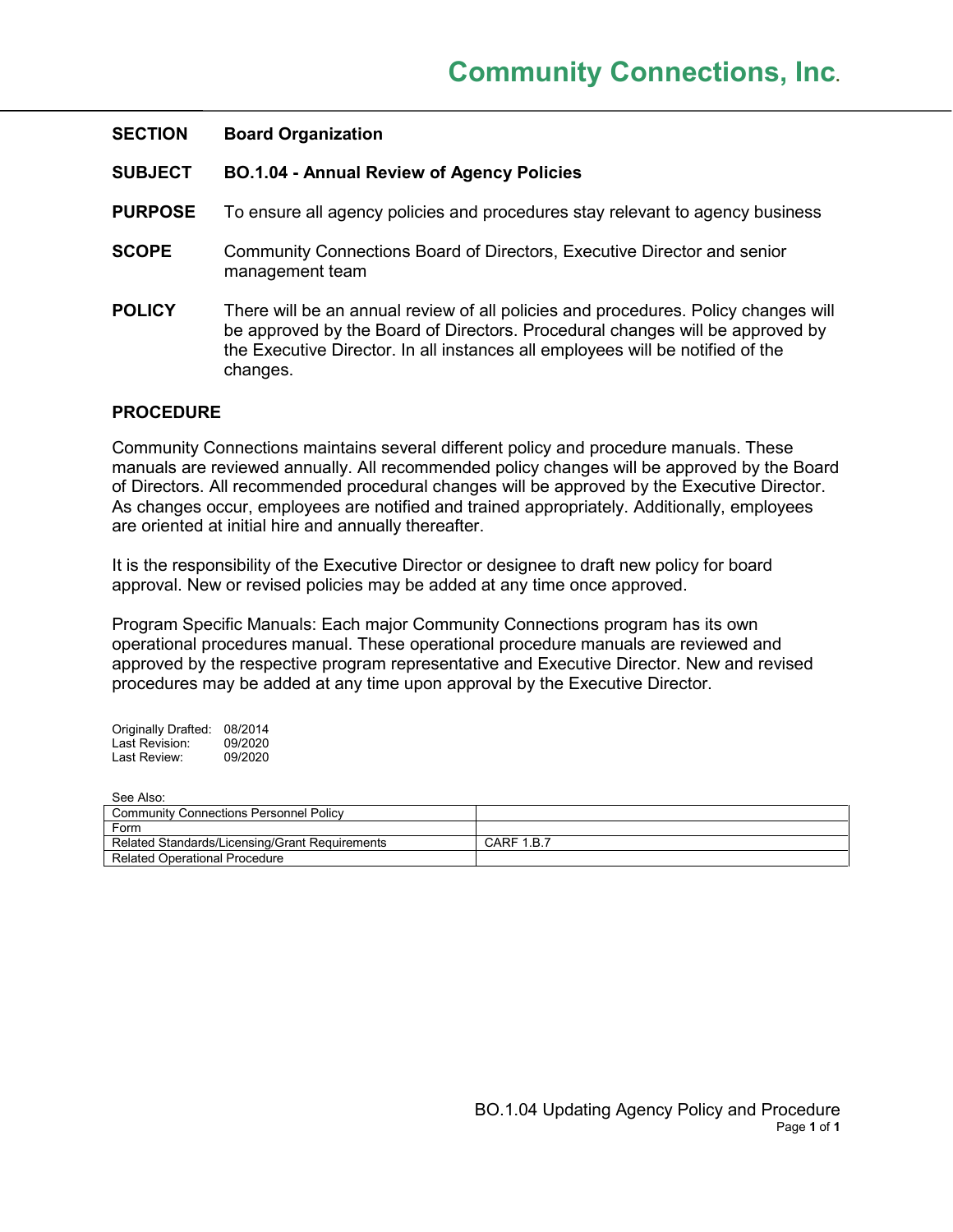**SECTION** **Board Organization**

**SUBJECT** **BO.1.04 - Annual Review of Agency Policies**

**PURPOSE** To ensure all agency policies and procedures stay relevant to agency business

**SCOPE** Community Connections Board of Directors, Executive Director and senior management team

**POLICY** There will be an annual review of all policies and procedures. Policy changes will be approved by the Board of Directors. Procedural changes will be approved by the Executive Director. In all instances all employees will be notified of the changes.

**PROCEDURE**

Community Connections maintains several different policy and procedure manuals. These manuals are reviewed annually. All recommended policy changes will be approved by the Board of Directors. All recommended procedural changes will be approved by the Executive Director. As changes occur, employees are notified and trained appropriately. Additionally, employees are oriented at initial hire and annually thereafter.

It is the responsibility of the Executive Director or designee to draft new policy for board approval. New or revised policies may be added at any time once approved.

Program Specific Manuals: Each major Community Connections program has its own operational procedures manual. These operational procedure manuals are reviewed and approved by the respective program representative and Executive Director. New and revised procedures may be added at any time upon approval by the Executive Director.

Originally Drafted: 08/2014
Last Revision: 09/2020
Last Review: 09/2020

See Also:

| | |
|---|---|
| Community Connections Personnel Policy | |
| Form | |
| Related Standards/Licensing/Grant Requirements | CARF 1.B.7 |
| Related Operational Procedure | |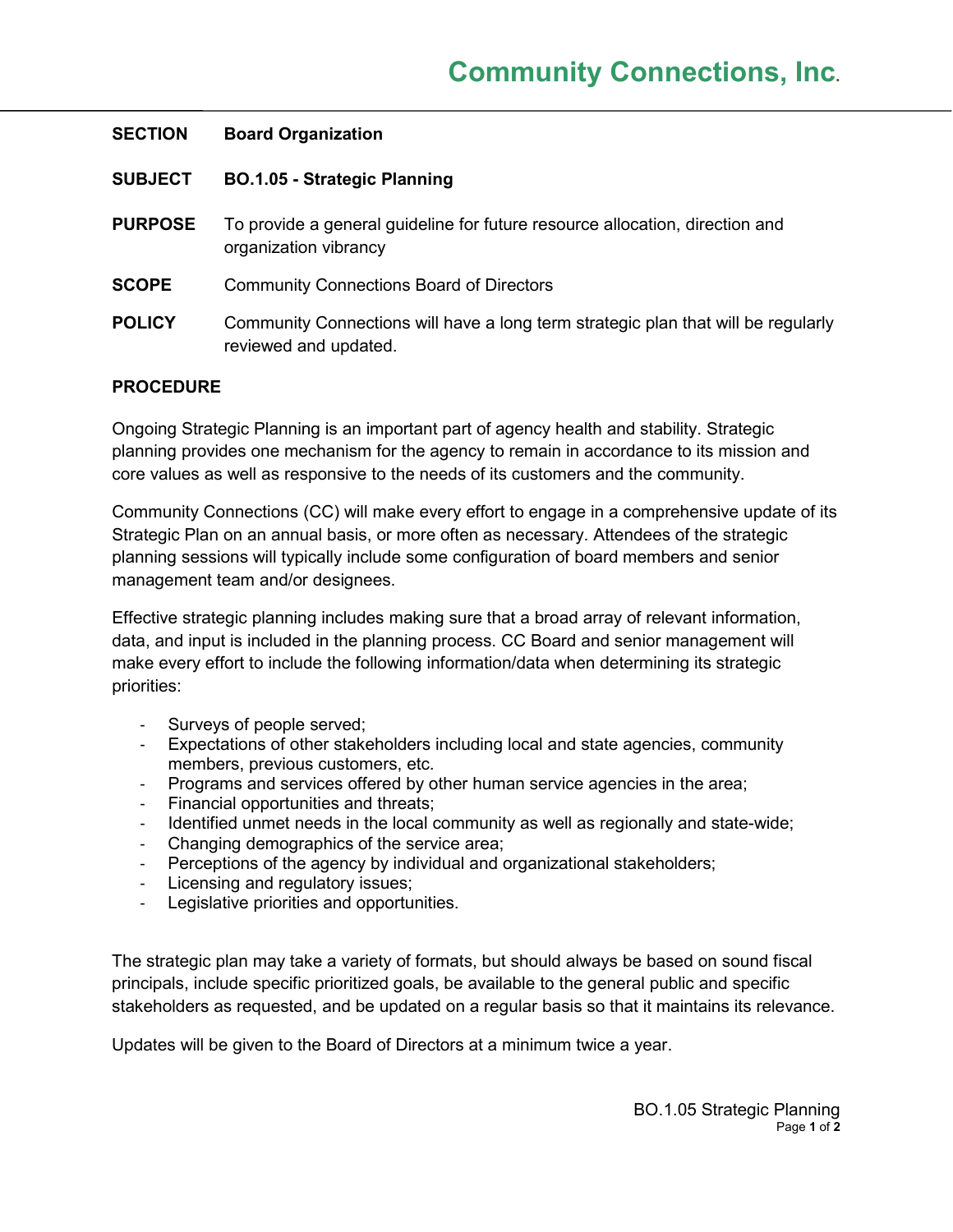# Community Connections, Inc.

**SECTION** **Board Organization**

**SUBJECT** **BO.1.05 - Strategic Planning**

**PURPOSE** To provide a general guideline for future resource allocation, direction and organization vibrancy

**SCOPE** Community Connections Board of Directors

**POLICY** Community Connections will have a long term strategic plan that will be regularly reviewed and updated.

**PROCEDURE**

Ongoing Strategic Planning is an important part of agency health and stability. Strategic planning provides one mechanism for the agency to remain in accordance to its mission and core values as well as responsive to the needs of its customers and the community.

Community Connections (CC) will make every effort to engage in a comprehensive update of its Strategic Plan on an annual basis, or more often as necessary. Attendees of the strategic planning sessions will typically include some configuration of board members and senior management team and/or designees.

Effective strategic planning includes making sure that a broad array of relevant information, data, and input is included in the planning process. CC Board and senior management will make every effort to include the following information/data when determining its strategic priorities:

- Surveys of people served;
- Expectations of other stakeholders including local and state agencies, community members, previous customers, etc.
- Programs and services offered by other human service agencies in the area;
- Financial opportunities and threats;
- Identified unmet needs in the local community as well as regionally and state-wide;
- Changing demographics of the service area;
- Perceptions of the agency by individual and organizational stakeholders;
- Licensing and regulatory issues;
- Legislative priorities and opportunities.

The strategic plan may take a variety of formats, but should always be based on sound fiscal principals, include specific prioritized goals, be available to the general public and specific stakeholders as requested, and be updated on a regular basis so that it maintains its relevance.

Updates will be given to the Board of Directors at a minimum twice a year.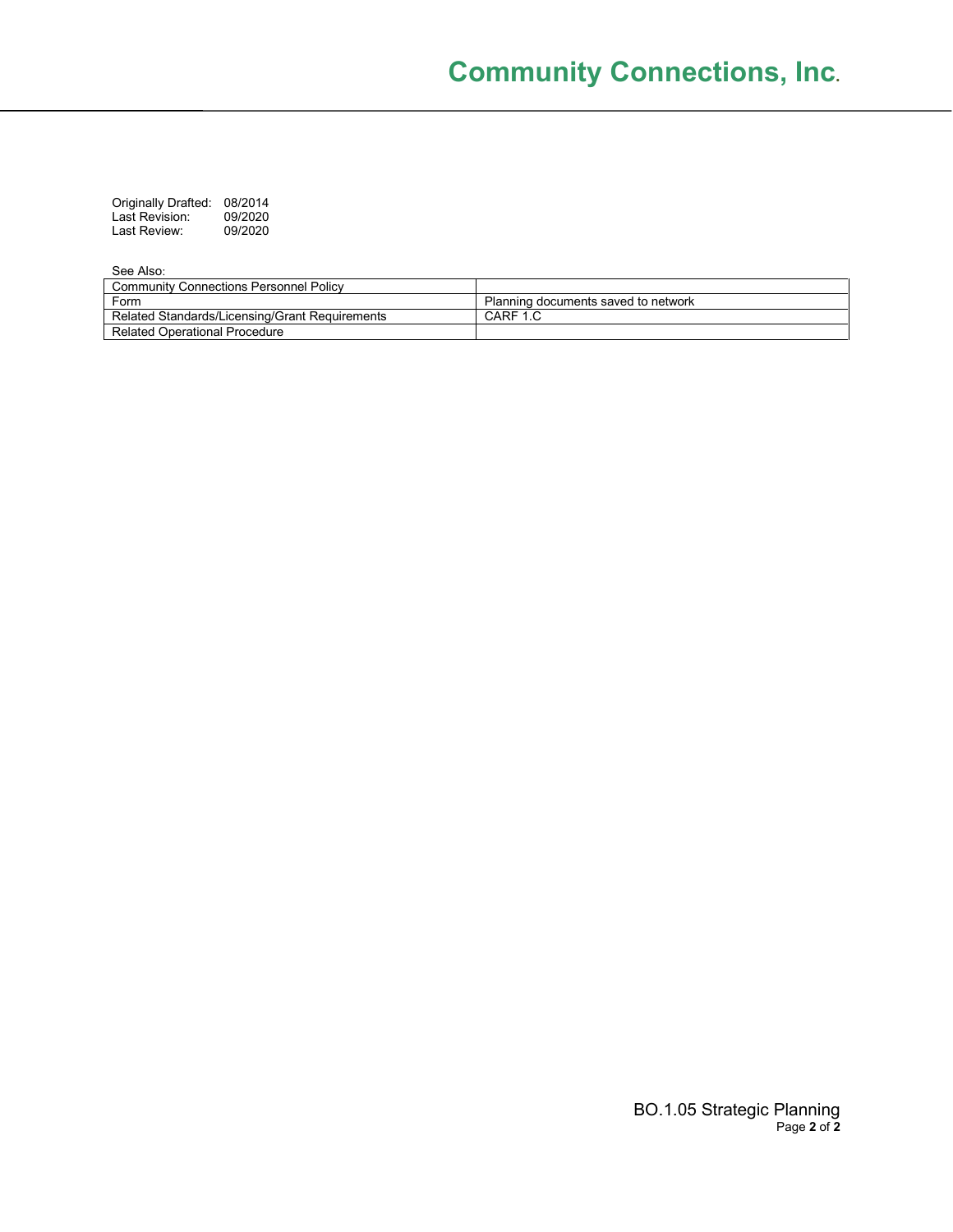Originally Drafted: 08/2014
Last Revision: 09/2020
Last Review: 09/2020

See Also:

| Community Connections Personnel Policy | |
| --- | --- |
| Form | Planning documents saved to network |
| Related Standards/Licensing/Grant Requirements | CARF 1.C |
| Related Operational Procedure | |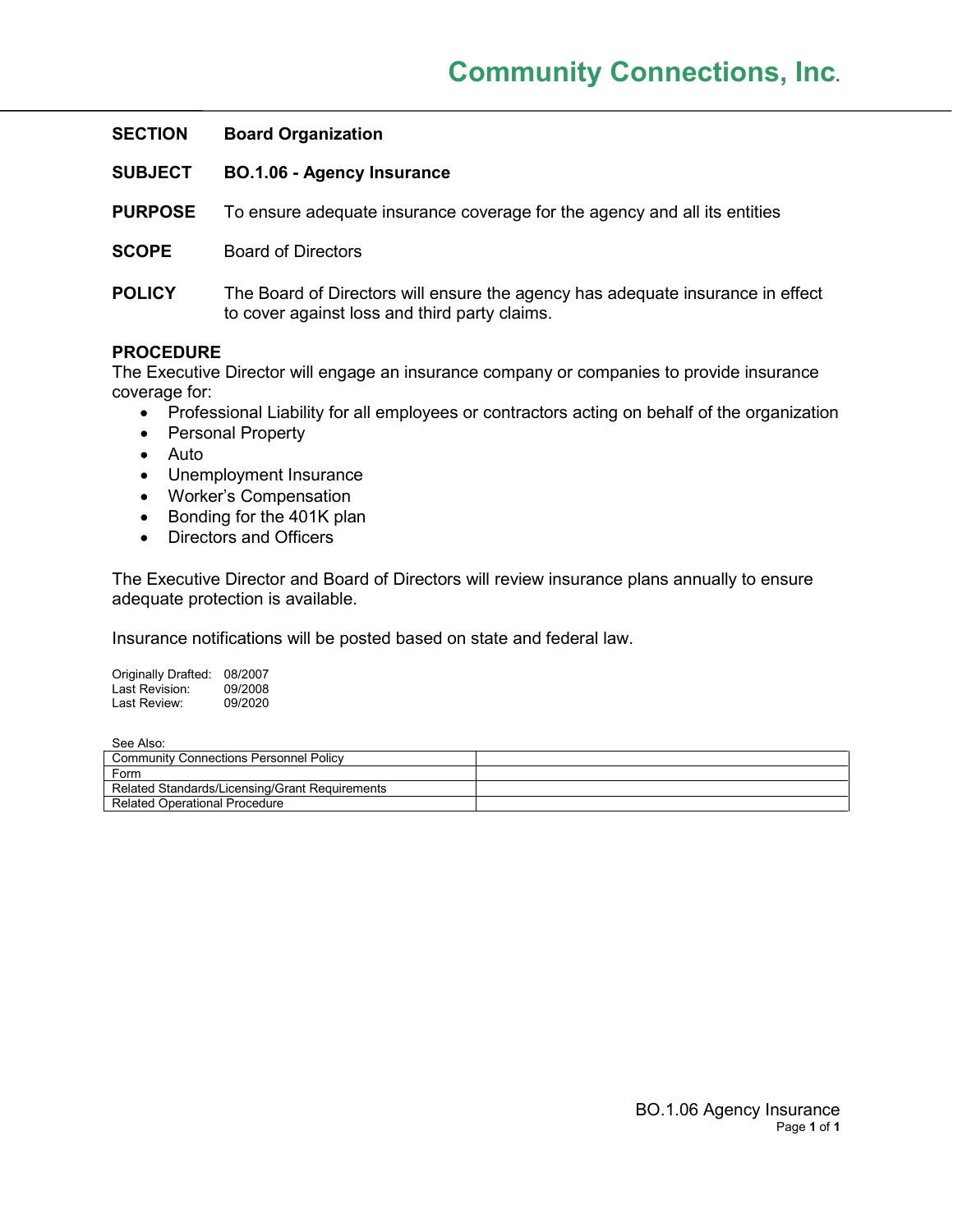# Community Connections, Inc.

**SECTION** **Board Organization**

**SUBJECT** **BO.1.06 - Agency Insurance**

**PURPOSE** To ensure adequate insurance coverage for the agency and all its entities

**SCOPE** Board of Directors

**POLICY** The Board of Directors will ensure the agency has adequate insurance in effect to cover against loss and third party claims.

## PROCEDURE

The Executive Director will engage an insurance company or companies to provide insurance coverage for:

- Professional Liability for all employees or contractors acting on behalf of the organization
- Personal Property
- Auto
- Unemployment Insurance
- Worker's Compensation
- Bonding for the 401K plan
- Directors and Officers

The Executive Director and Board of Directors will review insurance plans annually to ensure adequate protection is available.

Insurance notifications will be posted based on state and federal law.

Originally Drafted: 08/2007
Last Revision: 09/2008
Last Review: 09/2020

See Also:

| | |
|---|---|
| Community Connections Personnel Policy | |
| Form | |
| Related Standards/Licensing/Grant Requirements | |
| Related Operational Procedure | |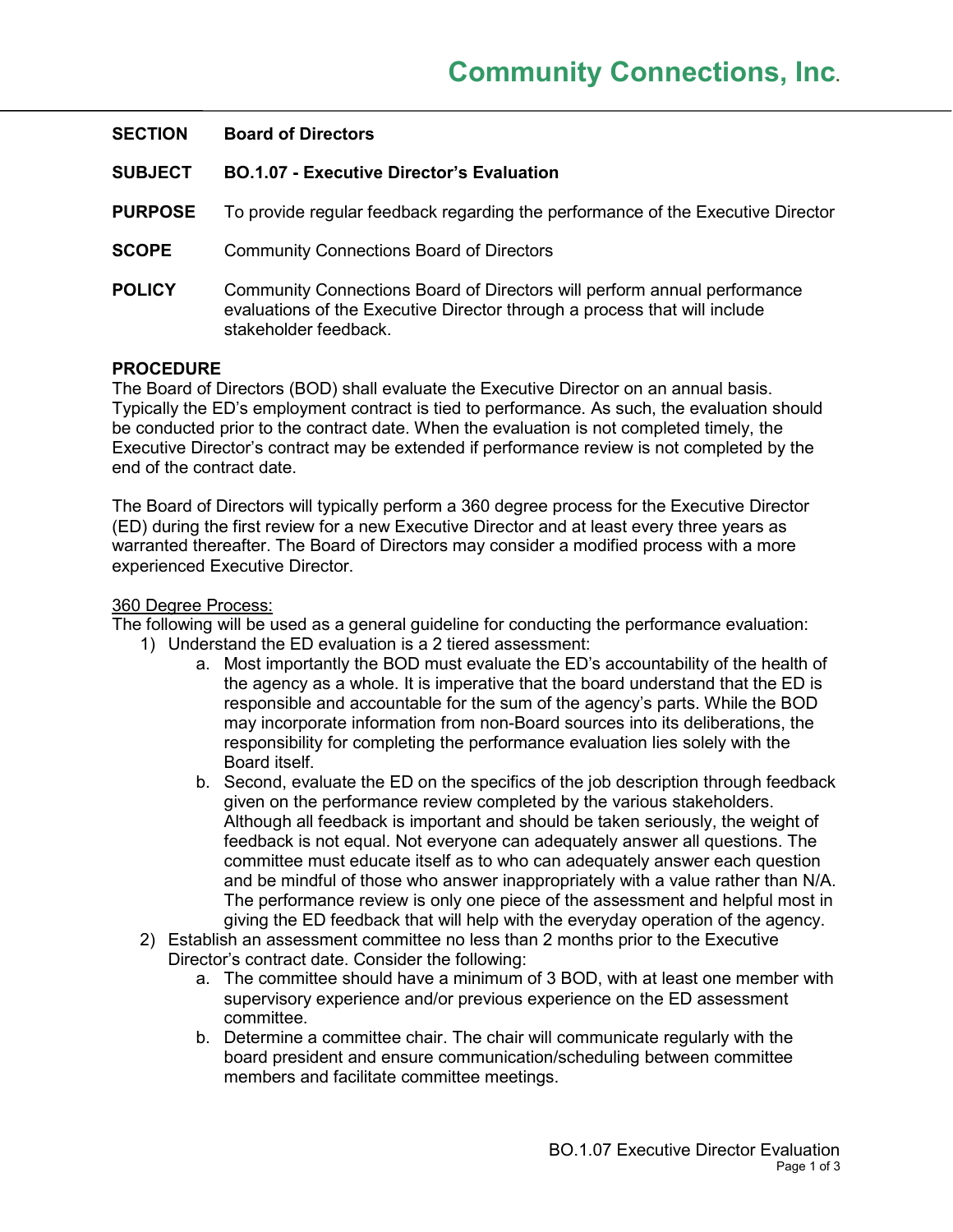# Community Connections, Inc.

**SECTION** **Board of Directors**

**SUBJECT** **BO.1.07 - Executive Director's Evaluation**

**PURPOSE** To provide regular feedback regarding the performance of the Executive Director

**SCOPE** Community Connections Board of Directors

**POLICY** Community Connections Board of Directors will perform annual performance evaluations of the Executive Director through a process that will include stakeholder feedback.

**PROCEDURE**

The Board of Directors (BOD) shall evaluate the Executive Director on an annual basis. Typically the ED's employment contract is tied to performance. As such, the evaluation should be conducted prior to the contract date. When the evaluation is not completed timely, the Executive Director's contract may be extended if performance review is not completed by the end of the contract date.

The Board of Directors will typically perform a 360 degree process for the Executive Director (ED) during the first review for a new Executive Director and at least every three years as warranted thereafter. The Board of Directors may consider a modified process with a more experienced Executive Director.

<u>360 Degree Process:</u>

The following will be used as a general guideline for conducting the performance evaluation:

1) Understand the ED evaluation is a 2 tiered assessment:
   a. Most importantly the BOD must evaluate the ED's accountability of the health of the agency as a whole. It is imperative that the board understand that the ED is responsible and accountable for the sum of the agency's parts. While the BOD may incorporate information from non-Board sources into its deliberations, the responsibility for completing the performance evaluation lies solely with the Board itself.
   b. Second, evaluate the ED on the specifics of the job description through feedback given on the performance review completed by the various stakeholders. Although all feedback is important and should be taken seriously, the weight of feedback is not equal. Not everyone can adequately answer all questions. The committee must educate itself as to who can adequately answer each question and be mindful of those who answer inappropriately with a value rather than N/A. The performance review is only one piece of the assessment and helpful most in giving the ED feedback that will help with the everyday operation of the agency.
2) Establish an assessment committee no less than 2 months prior to the Executive Director's contract date. Consider the following:
   a. The committee should have a minimum of 3 BOD, with at least one member with supervisory experience and/or previous experience on the ED assessment committee.
   b. Determine a committee chair. The chair will communicate regularly with the board president and ensure communication/scheduling between committee members and facilitate committee meetings.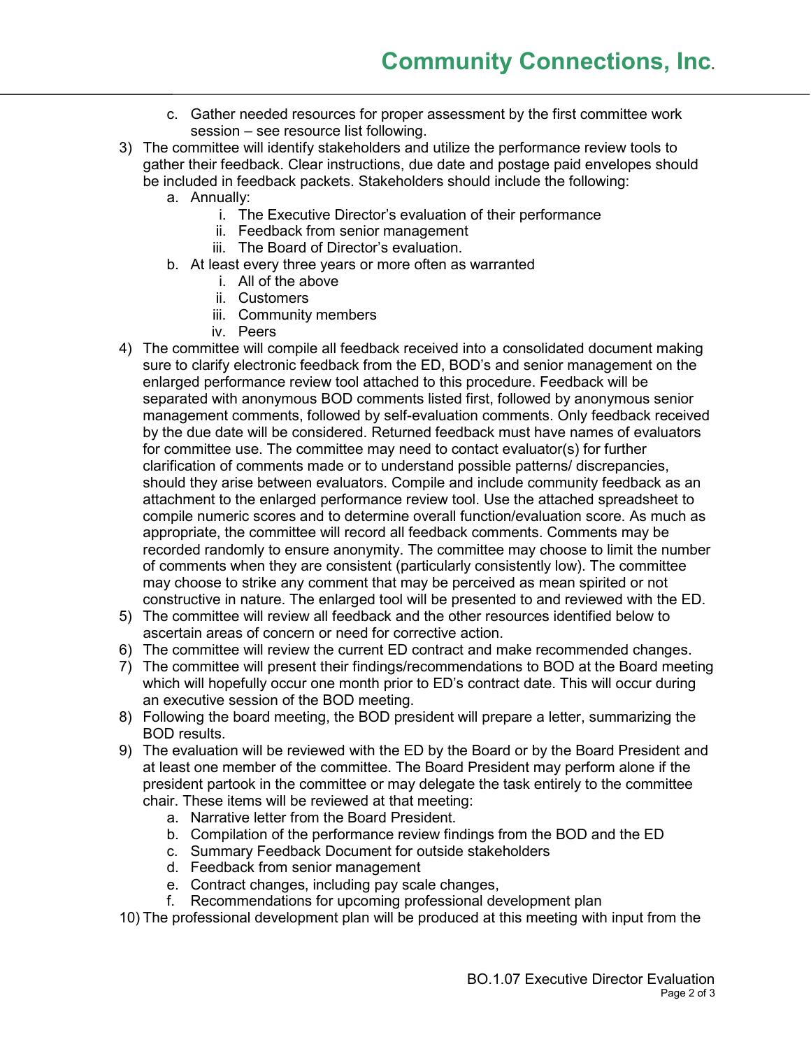c. Gather needed resources for proper assessment by the first committee work session – see resource list following.

3) The committee will identify stakeholders and utilize the performance review tools to gather their feedback. Clear instructions, due date and postage paid envelopes should be included in feedback packets. Stakeholders should include the following:
   a. Annually:
      i. The Executive Director's evaluation of their performance
      ii. Feedback from senior management
      iii. The Board of Director's evaluation.
   b. At least every three years or more often as warranted
      i. All of the above
      ii. Customers
      iii. Community members
      iv. Peers
4) The committee will compile all feedback received into a consolidated document making sure to clarify electronic feedback from the ED, BOD's and senior management on the enlarged performance review tool attached to this procedure. Feedback will be separated with anonymous BOD comments listed first, followed by anonymous senior management comments, followed by self-evaluation comments. Only feedback received by the due date will be considered. Returned feedback must have names of evaluators for committee use. The committee may need to contact evaluator(s) for further clarification of comments made or to understand possible patterns/ discrepancies, should they arise between evaluators. Compile and include community feedback as an attachment to the enlarged performance review tool. Use the attached spreadsheet to compile numeric scores and to determine overall function/evaluation score. As much as appropriate, the committee will record all feedback comments. Comments may be recorded randomly to ensure anonymity. The committee may choose to limit the number of comments when they are consistent (particularly consistently low). The committee may choose to strike any comment that may be perceived as mean spirited or not constructive in nature. The enlarged tool will be presented to and reviewed with the ED.
5) The committee will review all feedback and the other resources identified below to ascertain areas of concern or need for corrective action.
6) The committee will review the current ED contract and make recommended changes.
7) The committee will present their findings/recommendations to BOD at the Board meeting which will hopefully occur one month prior to ED's contract date. This will occur during an executive session of the BOD meeting.
8) Following the board meeting, the BOD president will prepare a letter, summarizing the BOD results.
9) The evaluation will be reviewed with the ED by the Board or by the Board President and at least one member of the committee. The Board President may perform alone if the president partook in the committee or may delegate the task entirely to the committee chair. These items will be reviewed at that meeting:
   a. Narrative letter from the Board President.
   b. Compilation of the performance review findings from the BOD and the ED
   c. Summary Feedback Document for outside stakeholders
   d. Feedback from senior management
   e. Contract changes, including pay scale changes,
   f. Recommendations for upcoming professional development plan
10) The professional development plan will be produced at this meeting with input from the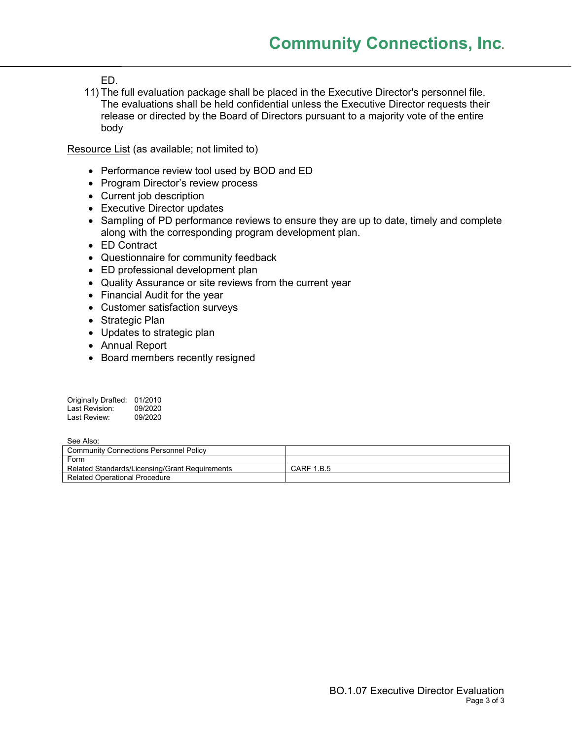ED.

11) The full evaluation package shall be placed in the Executive Director's personnel file. The evaluations shall be held confidential unless the Executive Director requests their release or directed by the Board of Directors pursuant to a majority vote of the entire body

Resource List (as available; not limited to)

- Performance review tool used by BOD and ED
- Program Director's review process
- Current job description
- Executive Director updates
- Sampling of PD performance reviews to ensure they are up to date, timely and complete along with the corresponding program development plan.
- ED Contract
- Questionnaire for community feedback
- ED professional development plan
- Quality Assurance or site reviews from the current year
- Financial Audit for the year
- Customer satisfaction surveys
- Strategic Plan
- Updates to strategic plan
- Annual Report
- Board members recently resigned

Originally Drafted: 01/2010
Last Revision: 09/2020
Last Review: 09/2020

See Also:

| | |
|---|---|
| Community Connections Personnel Policy | |
| Form | |
| Related Standards/Licensing/Grant Requirements | CARF 1.B.5 |
| Related Operational Procedure | |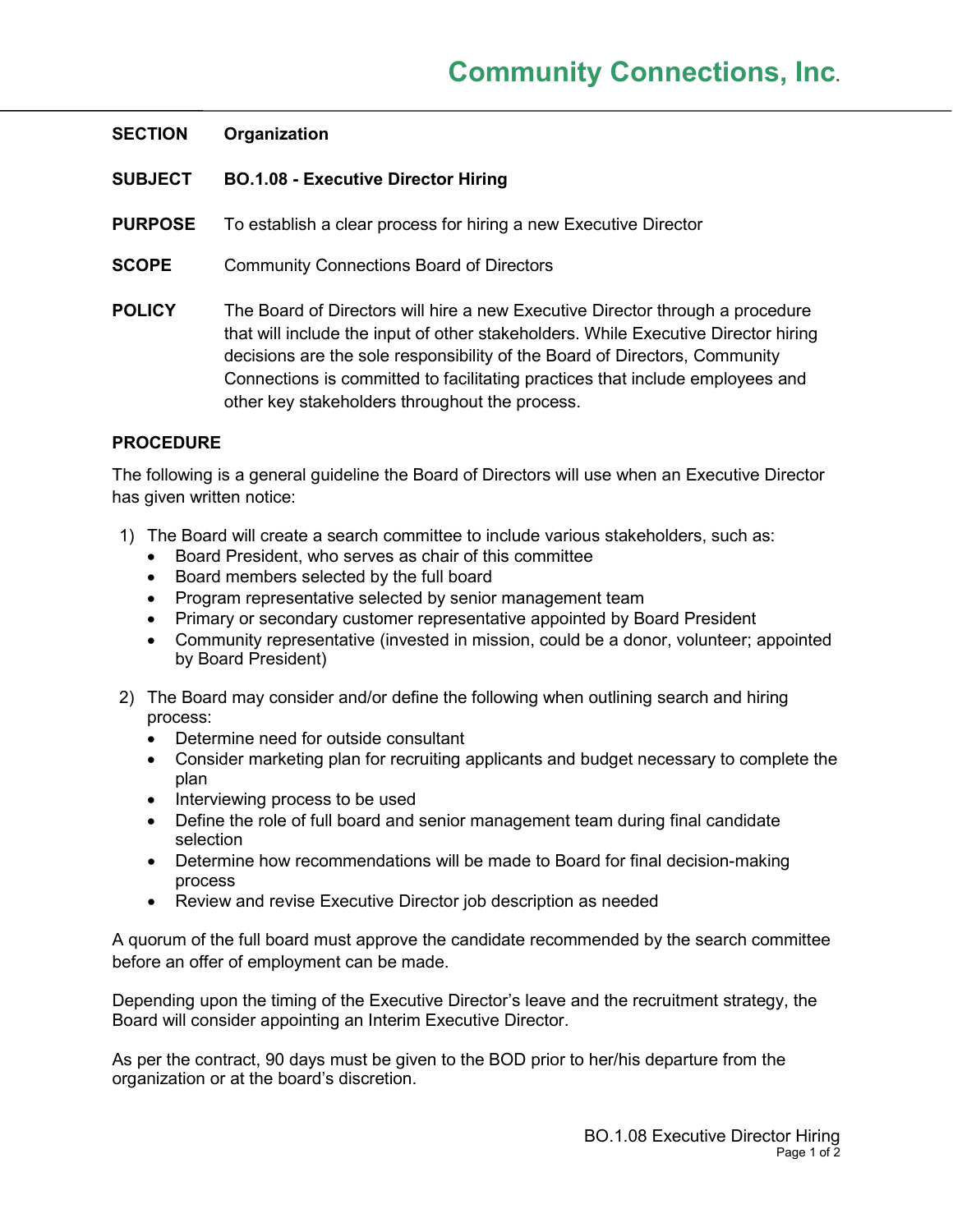# Community Connections, Inc.

**SECTION** **Organization**

**SUBJECT** **BO.1.08 - Executive Director Hiring**

**PURPOSE** To establish a clear process for hiring a new Executive Director

**SCOPE** Community Connections Board of Directors

**POLICY** The Board of Directors will hire a new Executive Director through a procedure that will include the input of other stakeholders. While Executive Director hiring decisions are the sole responsibility of the Board of Directors, Community Connections is committed to facilitating practices that include employees and other key stakeholders throughout the process.

**PROCEDURE**

The following is a general guideline the Board of Directors will use when an Executive Director has given written notice:

1) The Board will create a search committee to include various stakeholders, such as:
   - Board President, who serves as chair of this committee
   - Board members selected by the full board
   - Program representative selected by senior management team
   - Primary or secondary customer representative appointed by Board President
   - Community representative (invested in mission, could be a donor, volunteer; appointed by Board President)

2) The Board may consider and/or define the following when outlining search and hiring process:
   - Determine need for outside consultant
   - Consider marketing plan for recruiting applicants and budget necessary to complete the plan
   - Interviewing process to be used
   - Define the role of full board and senior management team during final candidate selection
   - Determine how recommendations will be made to Board for final decision-making process
   - Review and revise Executive Director job description as needed

A quorum of the full board must approve the candidate recommended by the search committee before an offer of employment can be made.

Depending upon the timing of the Executive Director's leave and the recruitment strategy, the Board will consider appointing an Interim Executive Director.

As per the contract, 90 days must be given to the BOD prior to her/his departure from the organization or at the board's discretion.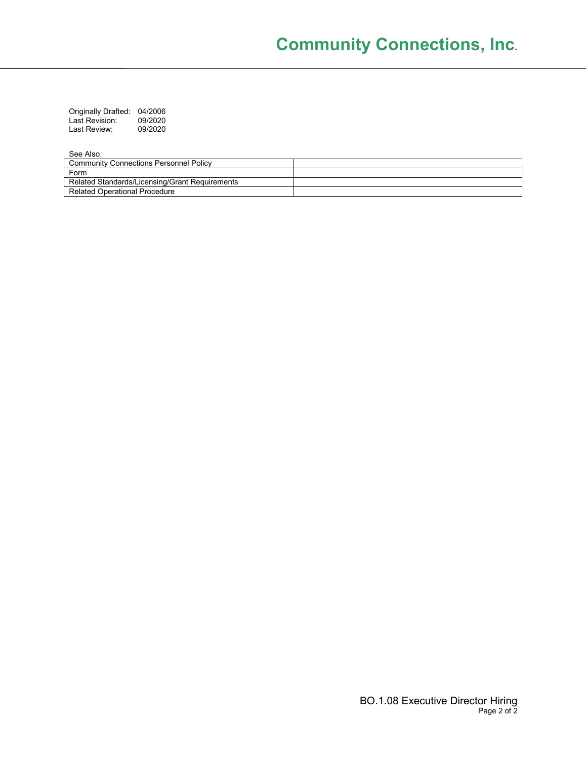Originally Drafted: 04/2006
Last Revision: 09/2020
Last Review: 09/2020

See Also:

| | |
|---|---|
| Community Connections Personnel Policy | |
| Form | |
| Related Standards/Licensing/Grant Requirements | |
| Related Operational Procedure | |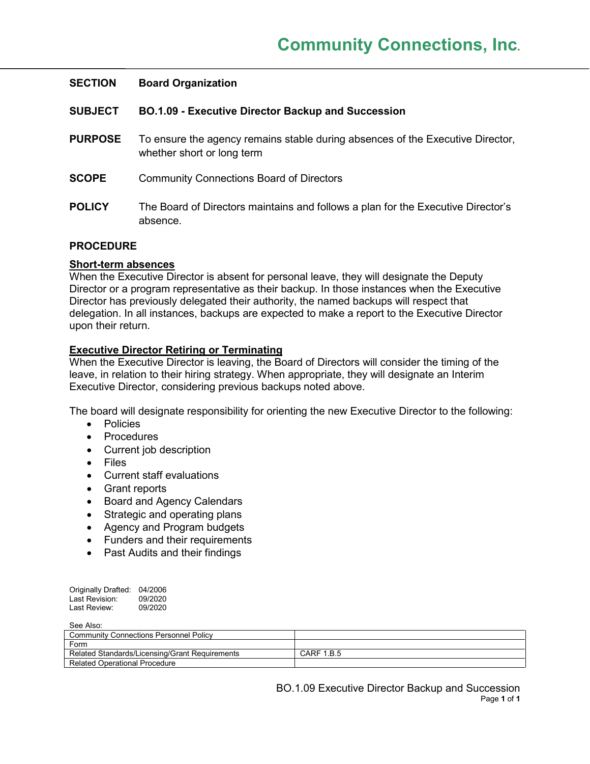# Community Connections, Inc.

**SECTION** **Board Organization**

**SUBJECT** **BO.1.09 - Executive Director Backup and Succession**

**PURPOSE** To ensure the agency remains stable during absences of the Executive Director, whether short or long term

**SCOPE** Community Connections Board of Directors

**POLICY** The Board of Directors maintains and follows a plan for the Executive Director's absence.

## PROCEDURE

**Short-term absences**

When the Executive Director is absent for personal leave, they will designate the Deputy Director or a program representative as their backup. In those instances when the Executive Director has previously delegated their authority, the named backups will respect that delegation. In all instances, backups are expected to make a report to the Executive Director upon their return.

**Executive Director Retiring or Terminating**

When the Executive Director is leaving, the Board of Directors will consider the timing of the leave, in relation to their hiring strategy. When appropriate, they will designate an Interim Executive Director, considering previous backups noted above.

The board will designate responsibility for orienting the new Executive Director to the following:

- Policies
- Procedures
- Current job description
- Files
- Current staff evaluations
- Grant reports
- Board and Agency Calendars
- Strategic and operating plans
- Agency and Program budgets
- Funders and their requirements
- Past Audits and their findings

Originally Drafted: 04/2006
Last Revision: 09/2020
Last Review: 09/2020

See Also:

| Community Connections Personnel Policy | |
|---|---|
| Form | |
| Related Standards/Licensing/Grant Requirements | CARF 1.B.5 |
| Related Operational Procedure | |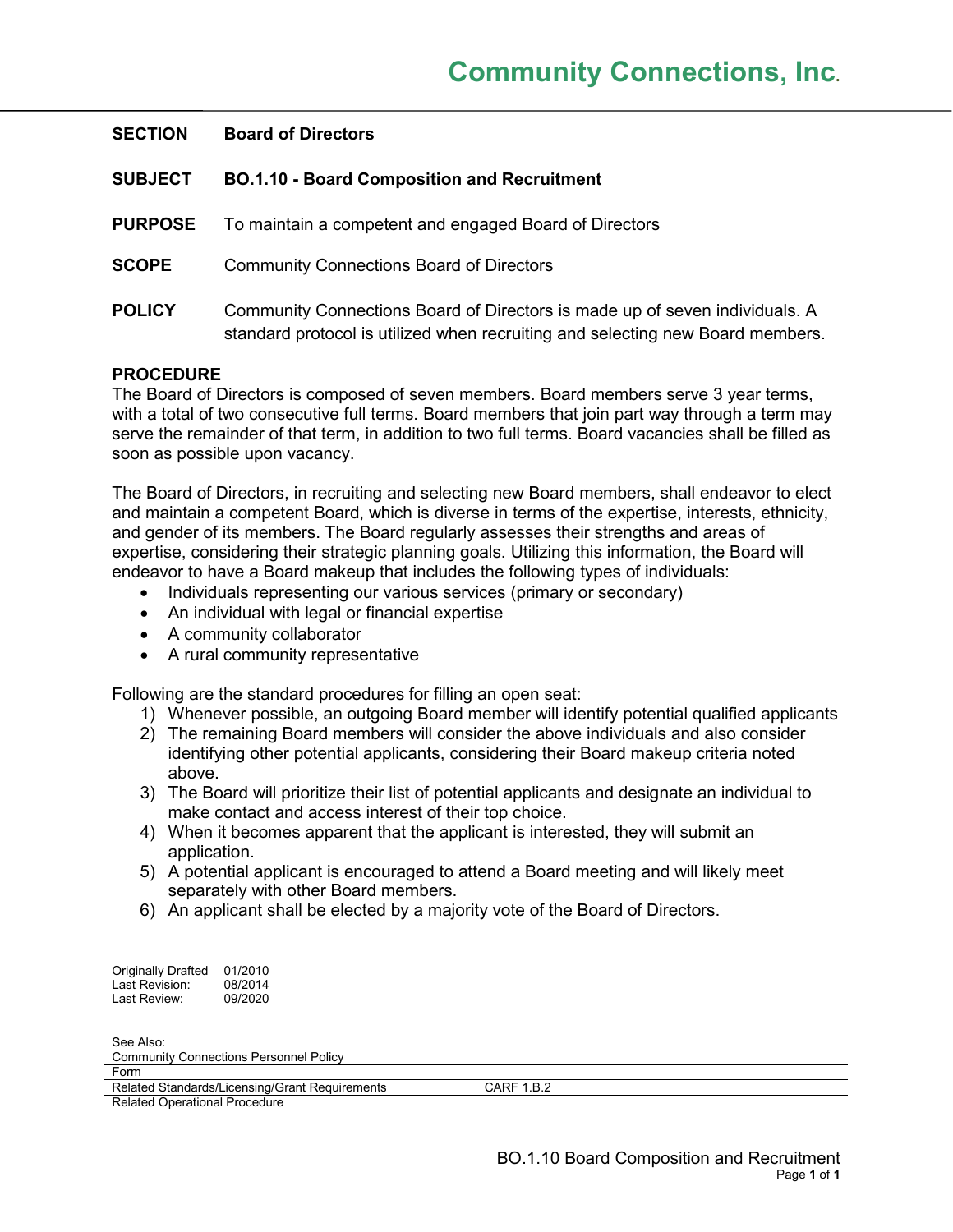# Community Connections, Inc.

**SECTION** **Board of Directors**

**SUBJECT** **BO.1.10 - Board Composition and Recruitment**

**PURPOSE** To maintain a competent and engaged Board of Directors

**SCOPE** Community Connections Board of Directors

**POLICY** Community Connections Board of Directors is made up of seven individuals. A standard protocol is utilized when recruiting and selecting new Board members.

**PROCEDURE**

The Board of Directors is composed of seven members. Board members serve 3 year terms, with a total of two consecutive full terms. Board members that join part way through a term may serve the remainder of that term, in addition to two full terms. Board vacancies shall be filled as soon as possible upon vacancy.

The Board of Directors, in recruiting and selecting new Board members, shall endeavor to elect and maintain a competent Board, which is diverse in terms of the expertise, interests, ethnicity, and gender of its members. The Board regularly assesses their strengths and areas of expertise, considering their strategic planning goals. Utilizing this information, the Board will endeavor to have a Board makeup that includes the following types of individuals:

- Individuals representing our various services (primary or secondary)
- An individual with legal or financial expertise
- A community collaborator
- A rural community representative

Following are the standard procedures for filling an open seat:

1) Whenever possible, an outgoing Board member will identify potential qualified applicants
2) The remaining Board members will consider the above individuals and also consider identifying other potential applicants, considering their Board makeup criteria noted above.
3) The Board will prioritize their list of potential applicants and designate an individual to make contact and access interest of their top choice.
4) When it becomes apparent that the applicant is interested, they will submit an application.
5) A potential applicant is encouraged to attend a Board meeting and will likely meet separately with other Board members.
6) An applicant shall be elected by a majority vote of the Board of Directors.

Originally Drafted 01/2010
Last Revision: 08/2014
Last Review: 09/2020

See Also:

| | |
|---|---|
| Community Connections Personnel Policy | |
| Form | |
| Related Standards/Licensing/Grant Requirements | CARF 1.B.2 |
| Related Operational Procedure | |